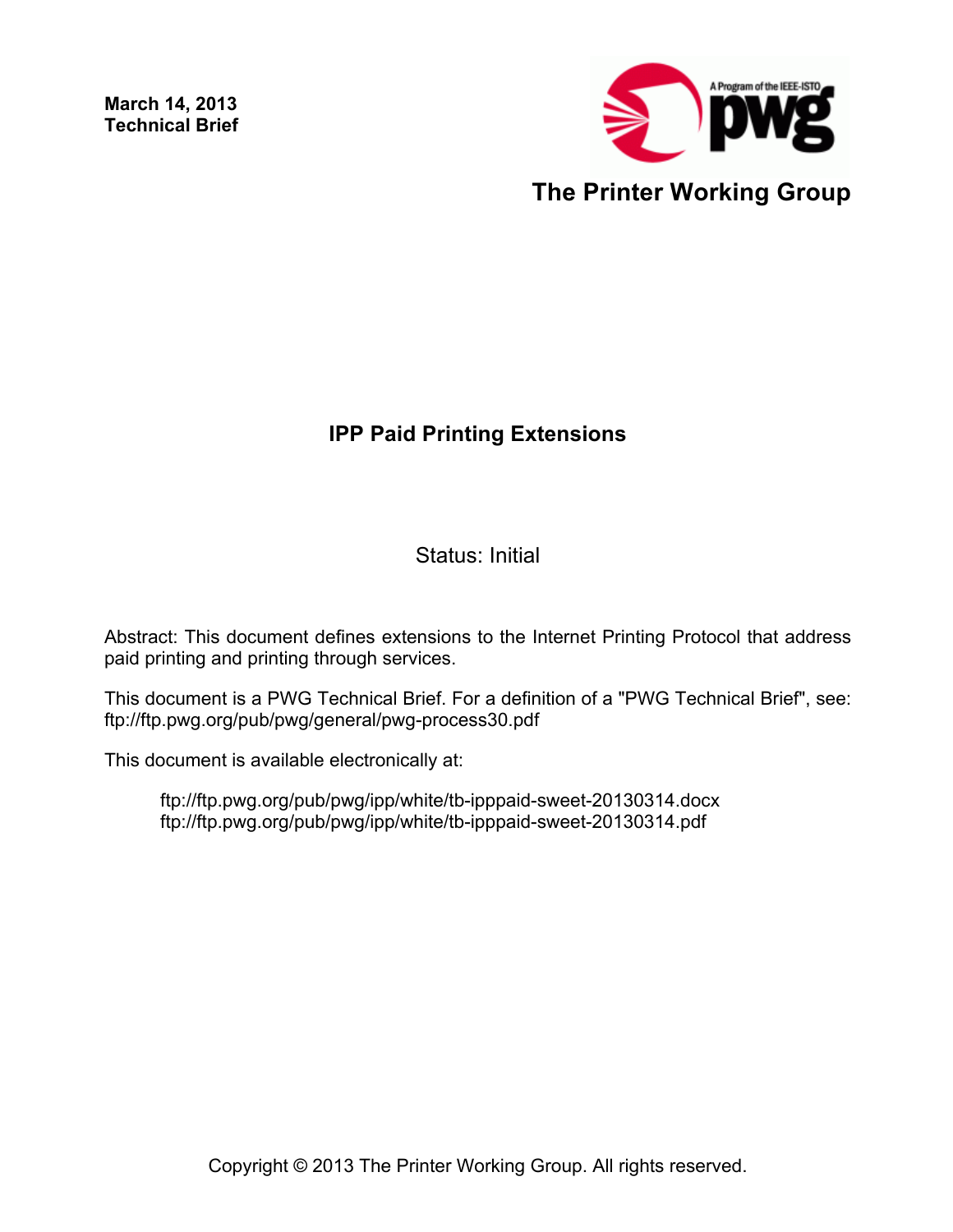**March 14, 2013**
**Technical Brief**

**The Printer Working Group**

# IPP Paid Printing Extensions

Status: Initial

Abstract: This document defines extensions to the Internet Printing Protocol that address paid printing and printing through services.

This document is a PWG Technical Brief. For a definition of a "PWG Technical Brief", see: ftp://ftp.pwg.org/pub/pwg/general/pwg-process30.pdf

This document is available electronically at:

ftp://ftp.pwg.org/pub/pwg/ipp/white/tb-ipppaid-sweet-20130314.docx
ftp://ftp.pwg.org/pub/pwg/ipp/white/tb-ipppaid-sweet-20130314.pdf

Copyright © 2013 The Printer Working Group. All rights reserved.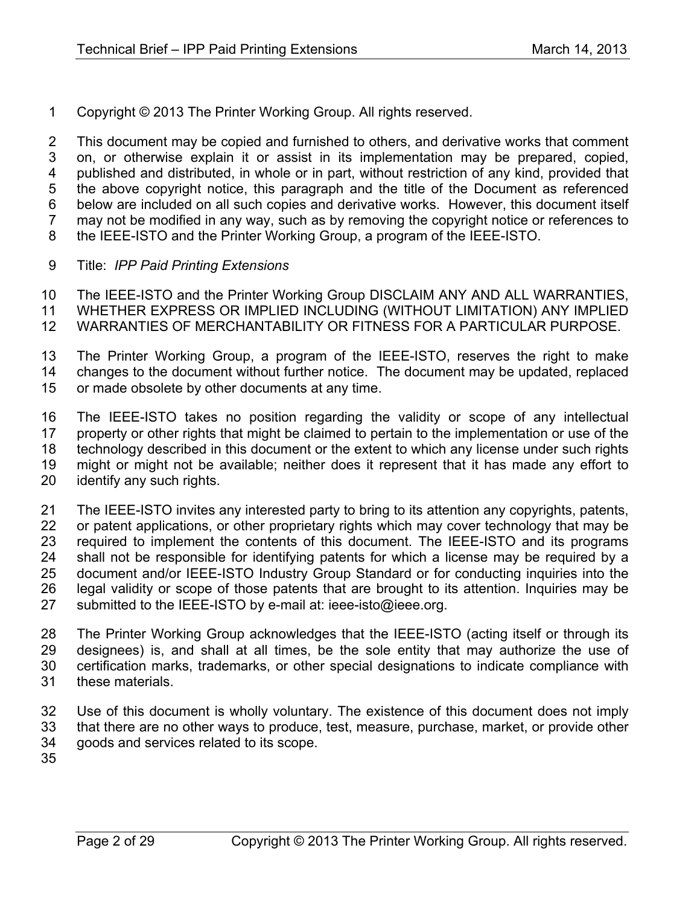Copyright © 2013 The Printer Working Group. All rights reserved.

This document may be copied and furnished to others, and derivative works that comment on, or otherwise explain it or assist in its implementation may be prepared, copied, published and distributed, in whole or in part, without restriction of any kind, provided that the above copyright notice, this paragraph and the title of the Document as referenced below are included on all such copies and derivative works. However, this document itself may not be modified in any way, such as by removing the copyright notice or references to the IEEE-ISTO and the Printer Working Group, a program of the IEEE-ISTO.

Title: *IPP Paid Printing Extensions*

The IEEE-ISTO and the Printer Working Group DISCLAIM ANY AND ALL WARRANTIES, WHETHER EXPRESS OR IMPLIED INCLUDING (WITHOUT LIMITATION) ANY IMPLIED WARRANTIES OF MERCHANTABILITY OR FITNESS FOR A PARTICULAR PURPOSE.

The Printer Working Group, a program of the IEEE-ISTO, reserves the right to make changes to the document without further notice. The document may be updated, replaced or made obsolete by other documents at any time.

The IEEE-ISTO takes no position regarding the validity or scope of any intellectual property or other rights that might be claimed to pertain to the implementation or use of the technology described in this document or the extent to which any license under such rights might or might not be available; neither does it represent that it has made any effort to identify any such rights.

The IEEE-ISTO invites any interested party to bring to its attention any copyrights, patents, or patent applications, or other proprietary rights which may cover technology that may be required to implement the contents of this document. The IEEE-ISTO and its programs shall not be responsible for identifying patents for which a license may be required by a document and/or IEEE-ISTO Industry Group Standard or for conducting inquiries into the legal validity or scope of those patents that are brought to its attention. Inquiries may be submitted to the IEEE-ISTO by e-mail at: ieee-isto@ieee.org.

The Printer Working Group acknowledges that the IEEE-ISTO (acting itself or through its designees) is, and shall at all times, be the sole entity that may authorize the use of certification marks, trademarks, or other special designations to indicate compliance with these materials.

Use of this document is wholly voluntary. The existence of this document does not imply that there are no other ways to produce, test, measure, purchase, market, or provide other goods and services related to its scope.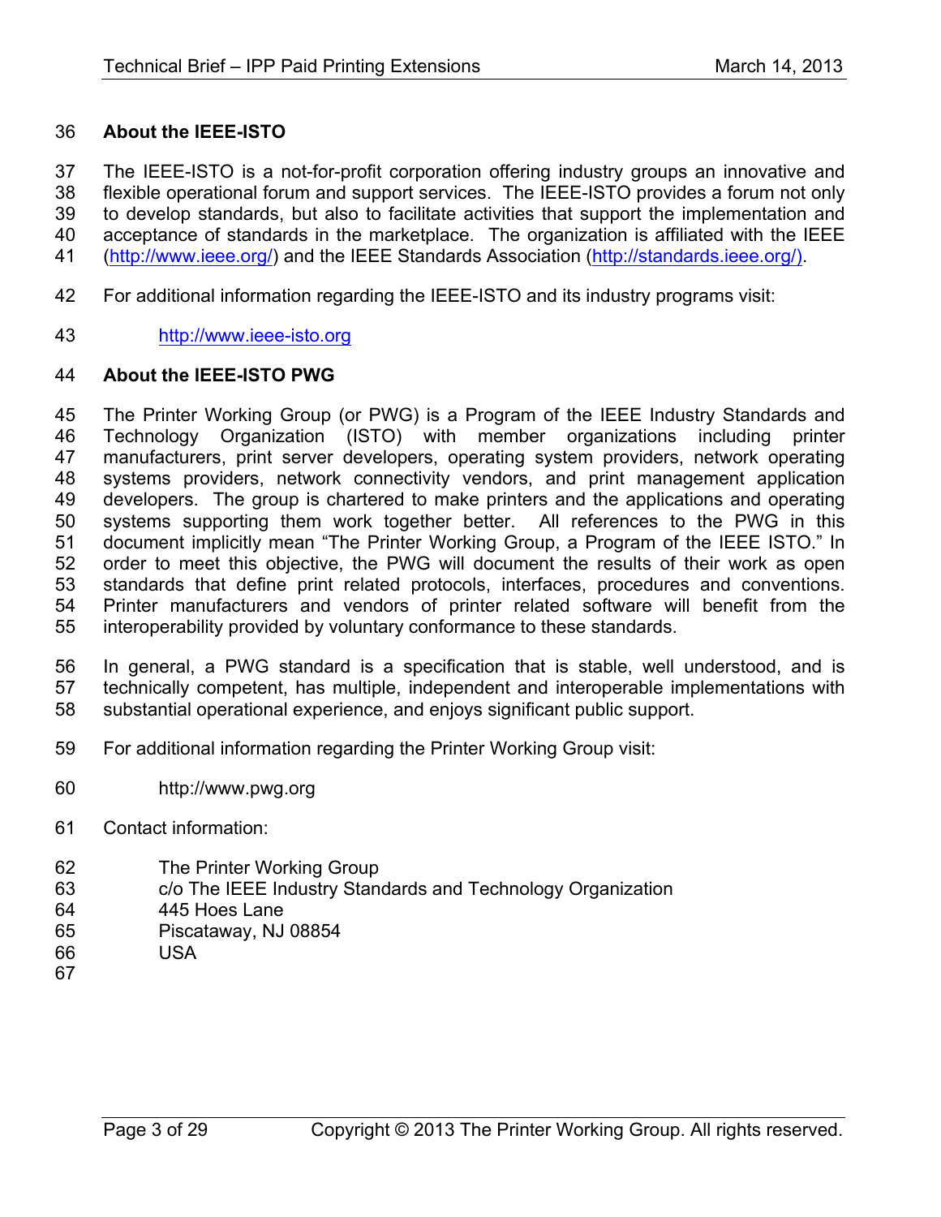## About the IEEE-ISTO

The IEEE-ISTO is a not-for-profit corporation offering industry groups an innovative and flexible operational forum and support services. The IEEE-ISTO provides a forum not only to develop standards, but also to facilitate activities that support the implementation and acceptance of standards in the marketplace. The organization is affiliated with the IEEE (http://www.ieee.org/) and the IEEE Standards Association (http://standards.ieee.org/).

For additional information regarding the IEEE-ISTO and its industry programs visit:

http://www.ieee-isto.org

## About the IEEE-ISTO PWG

The Printer Working Group (or PWG) is a Program of the IEEE Industry Standards and Technology Organization (ISTO) with member organizations including printer manufacturers, print server developers, operating system providers, network operating systems providers, network connectivity vendors, and print management application developers. The group is chartered to make printers and the applications and operating systems supporting them work together better. All references to the PWG in this document implicitly mean "The Printer Working Group, a Program of the IEEE ISTO." In order to meet this objective, the PWG will document the results of their work as open standards that define print related protocols, interfaces, procedures and conventions. Printer manufacturers and vendors of printer related software will benefit from the interoperability provided by voluntary conformance to these standards.

In general, a PWG standard is a specification that is stable, well understood, and is technically competent, has multiple, independent and interoperable implementations with substantial operational experience, and enjoys significant public support.

For additional information regarding the Printer Working Group visit:

http://www.pwg.org

Contact information:

The Printer Working Group
c/o The IEEE Industry Standards and Technology Organization
445 Hoes Lane
Piscataway, NJ 08854
USA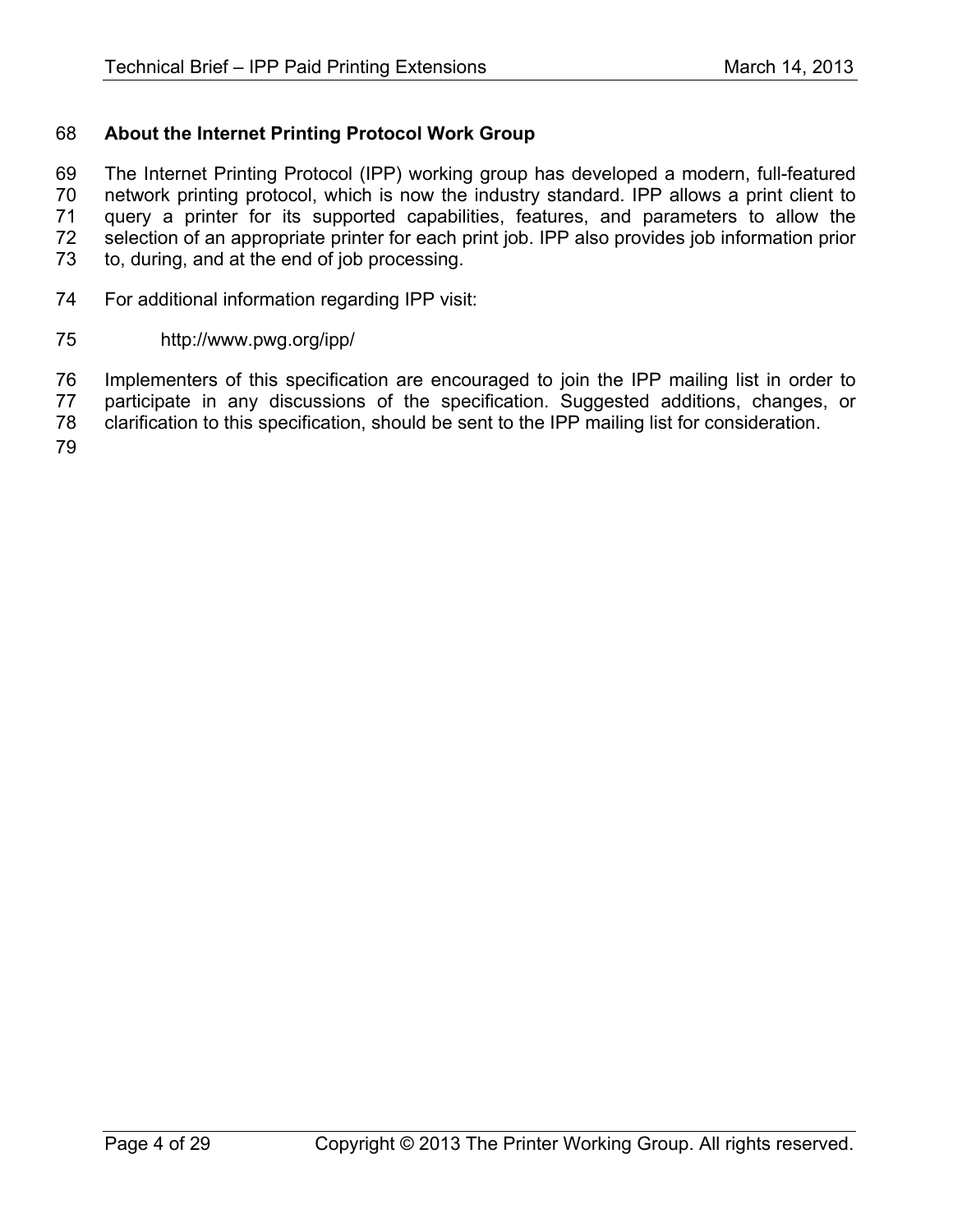## About the Internet Printing Protocol Work Group

The Internet Printing Protocol (IPP) working group has developed a modern, full-featured network printing protocol, which is now the industry standard. IPP allows a print client to query a printer for its supported capabilities, features, and parameters to allow the selection of an appropriate printer for each print job. IPP also provides job information prior to, during, and at the end of job processing.

For additional information regarding IPP visit:

http://www.pwg.org/ipp/

Implementers of this specification are encouraged to join the IPP mailing list in order to participate in any discussions of the specification. Suggested additions, changes, or clarification to this specification, should be sent to the IPP mailing list for consideration.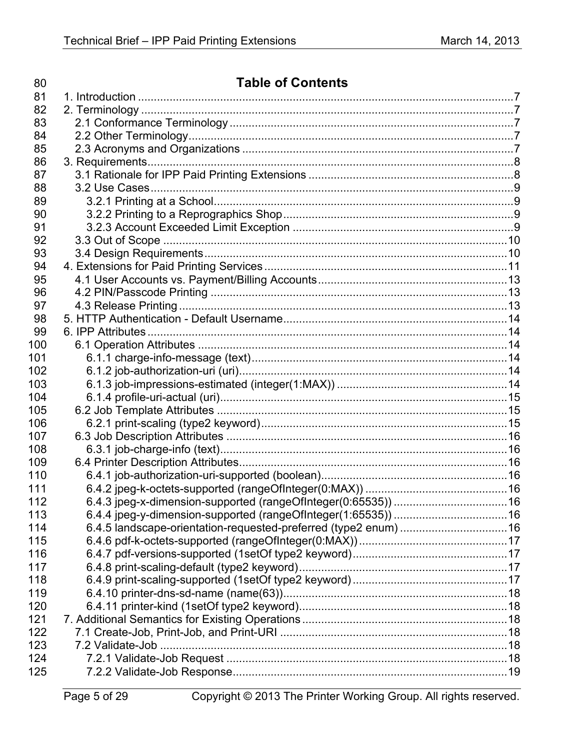# Table of Contents

1. Introduction .......... 7
2. Terminology .......... 7
   - 2.1 Conformance Terminology .......... 7
   - 2.2 Other Terminology .......... 7
   - 2.3 Acronyms and Organizations .......... 7
3. Requirements .......... 8
   - 3.1 Rationale for IPP Paid Printing Extensions .......... 8
   - 3.2 Use Cases .......... 9
     - 3.2.1 Printing at a School .......... 9
     - 3.2.2 Printing to a Reprographics Shop .......... 9
     - 3.2.3 Account Exceeded Limit Exception .......... 9
   - 3.3 Out of Scope .......... 10
   - 3.4 Design Requirements .......... 10
4. Extensions for Paid Printing Services .......... 11
   - 4.1 User Accounts vs. Payment/Billing Accounts .......... 13
   - 4.2 PIN/Passcode Printing .......... 13
   - 4.3 Release Printing .......... 13
5. HTTP Authentication - Default Username .......... 14
6. IPP Attributes .......... 14
   - 6.1 Operation Attributes .......... 14
     - 6.1.1 charge-info-message (text) .......... 14
     - 6.1.2 job-authorization-uri (uri) .......... 14
     - 6.1.3 job-impressions-estimated (integer(1:MAX)) .......... 14
     - 6.1.4 profile-uri-actual (uri) .......... 15
   - 6.2 Job Template Attributes .......... 15
     - 6.2.1 print-scaling (type2 keyword) .......... 15
   - 6.3 Job Description Attributes .......... 16
     - 6.3.1 job-charge-info (text) .......... 16
   - 6.4 Printer Description Attributes .......... 16
     - 6.4.1 job-authorization-uri-supported (boolean) .......... 16
     - 6.4.2 jpeg-k-octets-supported (rangeOfInteger(0:MAX)) .......... 16
     - 6.4.3 jpeg-x-dimension-supported (rangeOfInteger(0:65535)) .......... 16
     - 6.4.4 jpeg-y-dimension-supported (rangeOfInteger(1:65535)) .......... 16
     - 6.4.5 landscape-orientation-requested-preferred (type2 enum) .......... 16
     - 6.4.6 pdf-k-octets-supported (rangeOfInteger(0:MAX)) .......... 17
     - 6.4.7 pdf-versions-supported (1setOf type2 keyword) .......... 17
     - 6.4.8 print-scaling-default (type2 keyword) .......... 17
     - 6.4.9 print-scaling-supported (1setOf type2 keyword) .......... 17
     - 6.4.10 printer-dns-sd-name (name(63)) .......... 18
     - 6.4.11 printer-kind (1setOf type2 keyword) .......... 18
7. Additional Semantics for Existing Operations .......... 18
   - 7.1 Create-Job, Print-Job, and Print-URI .......... 18
   - 7.2 Validate-Job .......... 18
     - 7.2.1 Validate-Job Request .......... 18
     - 7.2.2 Validate-Job Response .......... 19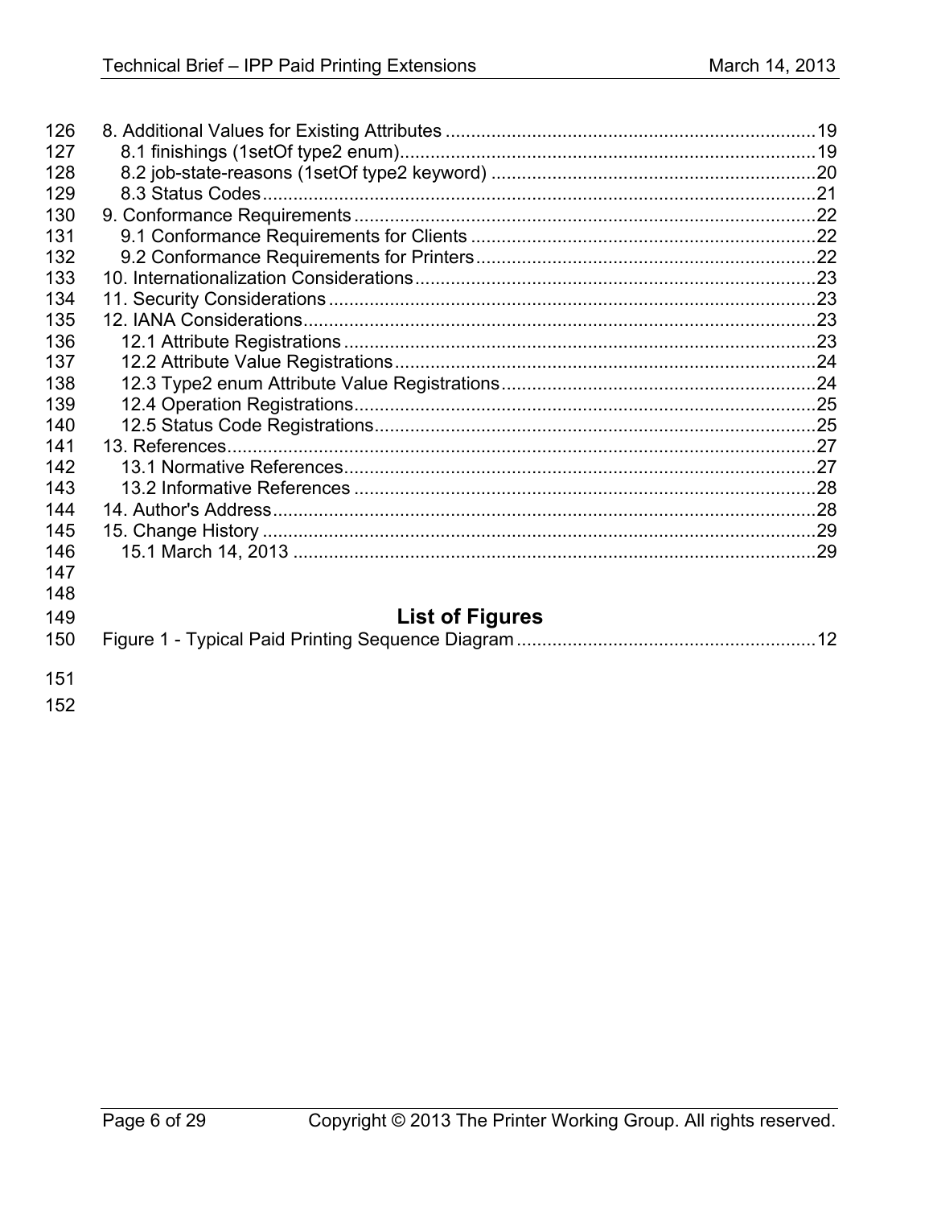8. Additional Values for Existing Attributes ....................................................................19
  8.1 finishings (1setOf type2 enum)...............................................................................19
  8.2 job-state-reasons (1setOf type2 keyword) ...........................................................20
  8.3 Status Codes.........................................................................................................21
9. Conformance Requirements ......................................................................................22
  9.1 Conformance Requirements for Clients ................................................................22
  9.2 Conformance Requirements for Printers...............................................................22
10. Internationalization Considerations..........................................................................23
11. Security Considerations ...........................................................................................23
12. IANA Considerations................................................................................................23
  12.1 Attribute Registrations ..........................................................................................23
  12.2 Attribute Value Registrations................................................................................24
  12.3 Type2 enum Attribute Value Registrations............................................................24
  12.4 Operation Registrations........................................................................................25
  12.5 Status Code Registrations....................................................................................25
13. References...............................................................................................................27
  13.1 Normative References..........................................................................................27
  13.2 Informative References ........................................................................................28
14. Author's Address......................................................................................................28
15. Change History ........................................................................................................29
  15.1 March 14, 2013 ....................................................................................................29

## List of Figures

Figure 1 - Typical Paid Printing Sequence Diagram ......................................................12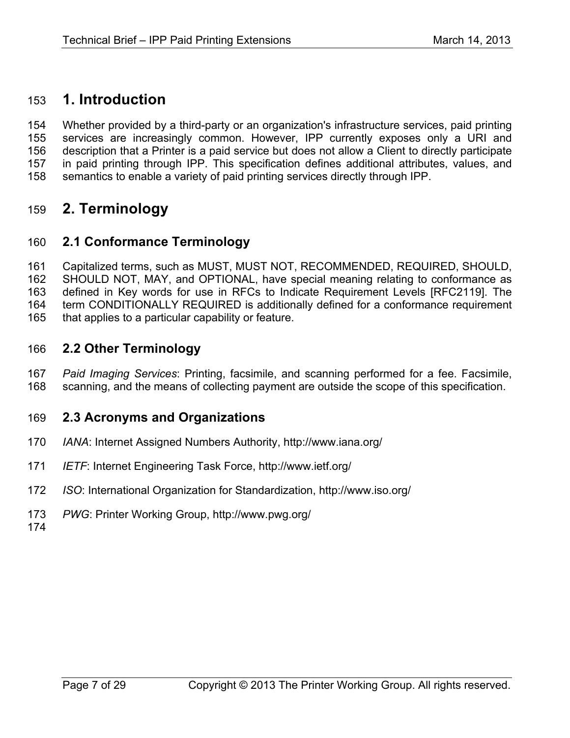# 1. Introduction

Whether provided by a third-party or an organization's infrastructure services, paid printing services are increasingly common. However, IPP currently exposes only a URI and description that a Printer is a paid service but does not allow a Client to directly participate in paid printing through IPP. This specification defines additional attributes, values, and semantics to enable a variety of paid printing services directly through IPP.

# 2. Terminology

## 2.1 Conformance Terminology

Capitalized terms, such as MUST, MUST NOT, RECOMMENDED, REQUIRED, SHOULD, SHOULD NOT, MAY, and OPTIONAL, have special meaning relating to conformance as defined in Key words for use in RFCs to Indicate Requirement Levels [RFC2119]. The term CONDITIONALLY REQUIRED is additionally defined for a conformance requirement that applies to a particular capability or feature.

## 2.2 Other Terminology

*Paid Imaging Services*: Printing, facsimile, and scanning performed for a fee. Facsimile, scanning, and the means of collecting payment are outside the scope of this specification.

## 2.3 Acronyms and Organizations

*IANA*: Internet Assigned Numbers Authority, http://www.iana.org/

*IETF*: Internet Engineering Task Force, http://www.ietf.org/

*ISO*: International Organization for Standardization, http://www.iso.org/

*PWG*: Printer Working Group, http://www.pwg.org/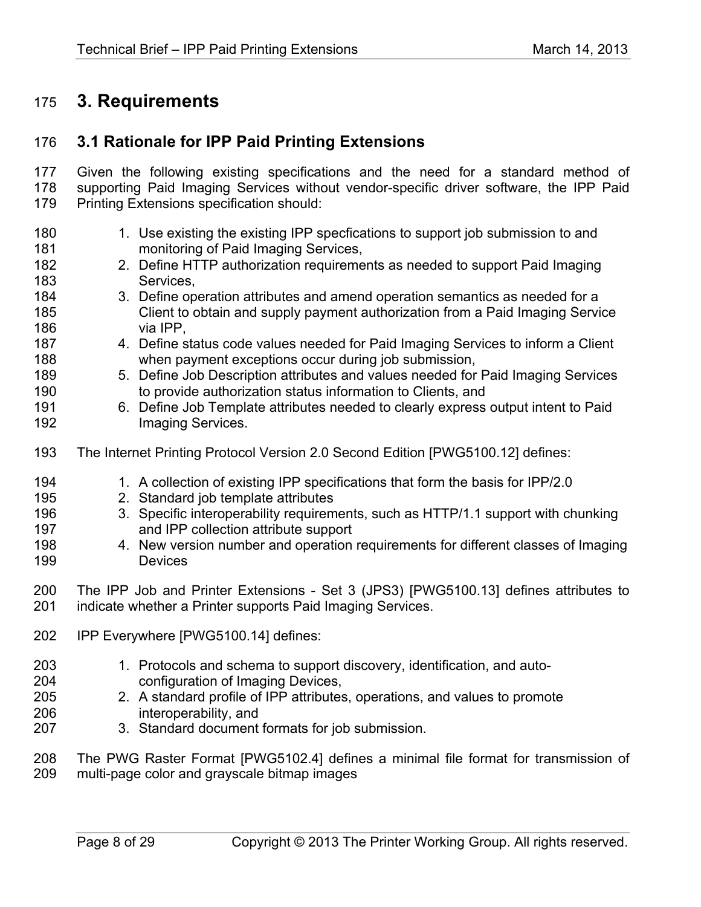# 3. Requirements

## 3.1 Rationale for IPP Paid Printing Extensions

Given the following existing specifications and the need for a standard method of supporting Paid Imaging Services without vendor-specific driver software, the IPP Paid Printing Extensions specification should:

1. Use existing the existing IPP specfications to support job submission to and monitoring of Paid Imaging Services,
2. Define HTTP authorization requirements as needed to support Paid Imaging Services,
3. Define operation attributes and amend operation semantics as needed for a Client to obtain and supply payment authorization from a Paid Imaging Service via IPP,
4. Define status code values needed for Paid Imaging Services to inform a Client when payment exceptions occur during job submission,
5. Define Job Description attributes and values needed for Paid Imaging Services to provide authorization status information to Clients, and
6. Define Job Template attributes needed to clearly express output intent to Paid Imaging Services.

The Internet Printing Protocol Version 2.0 Second Edition [PWG5100.12] defines:

1. A collection of existing IPP specifications that form the basis for IPP/2.0
2. Standard job template attributes
3. Specific interoperability requirements, such as HTTP/1.1 support with chunking and IPP collection attribute support
4. New version number and operation requirements for different classes of Imaging Devices

The IPP Job and Printer Extensions - Set 3 (JPS3) [PWG5100.13] defines attributes to indicate whether a Printer supports Paid Imaging Services.

IPP Everywhere [PWG5100.14] defines:

1. Protocols and schema to support discovery, identification, and auto-configuration of Imaging Devices,
2. A standard profile of IPP attributes, operations, and values to promote interoperability, and
3. Standard document formats for job submission.

The PWG Raster Format [PWG5102.4] defines a minimal file format for transmission of multi-page color and grayscale bitmap images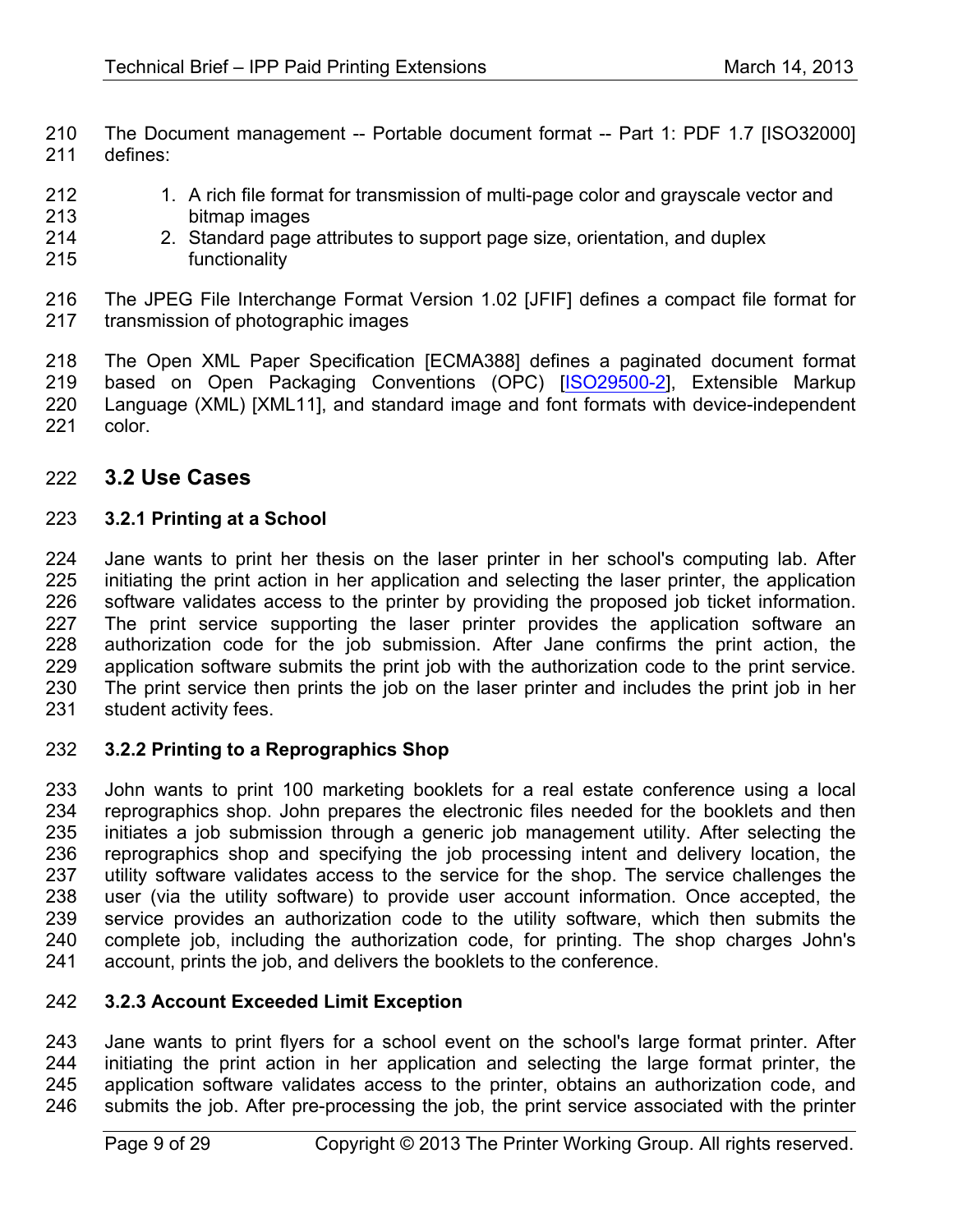The Document management -- Portable document format -- Part 1: PDF 1.7 [ISO32000] defines:

1. A rich file format for transmission of multi-page color and grayscale vector and bitmap images
2. Standard page attributes to support page size, orientation, and duplex functionality

The JPEG File Interchange Format Version 1.02 [JFIF] defines a compact file format for transmission of photographic images

The Open XML Paper Specification [ECMA388] defines a paginated document format based on Open Packaging Conventions (OPC) [ISO29500-2], Extensible Markup Language (XML) [XML11], and standard image and font formats with device-independent color.

## 3.2 Use Cases

### 3.2.1 Printing at a School

Jane wants to print her thesis on the laser printer in her school's computing lab. After initiating the print action in her application and selecting the laser printer, the application software validates access to the printer by providing the proposed job ticket information. The print service supporting the laser printer provides the application software an authorization code for the job submission. After Jane confirms the print action, the application software submits the print job with the authorization code to the print service. The print service then prints the job on the laser printer and includes the print job in her student activity fees.

### 3.2.2 Printing to a Reprographics Shop

John wants to print 100 marketing booklets for a real estate conference using a local reprographics shop. John prepares the electronic files needed for the booklets and then initiates a job submission through a generic job management utility. After selecting the reprographics shop and specifying the job processing intent and delivery location, the utility software validates access to the service for the shop. The service challenges the user (via the utility software) to provide user account information. Once accepted, the service provides an authorization code to the utility software, which then submits the complete job, including the authorization code, for printing. The shop charges John's account, prints the job, and delivers the booklets to the conference.

### 3.2.3 Account Exceeded Limit Exception

Jane wants to print flyers for a school event on the school's large format printer. After initiating the print action in her application and selecting the large format printer, the application software validates access to the printer, obtains an authorization code, and submits the job. After pre-processing the job, the print service associated with the printer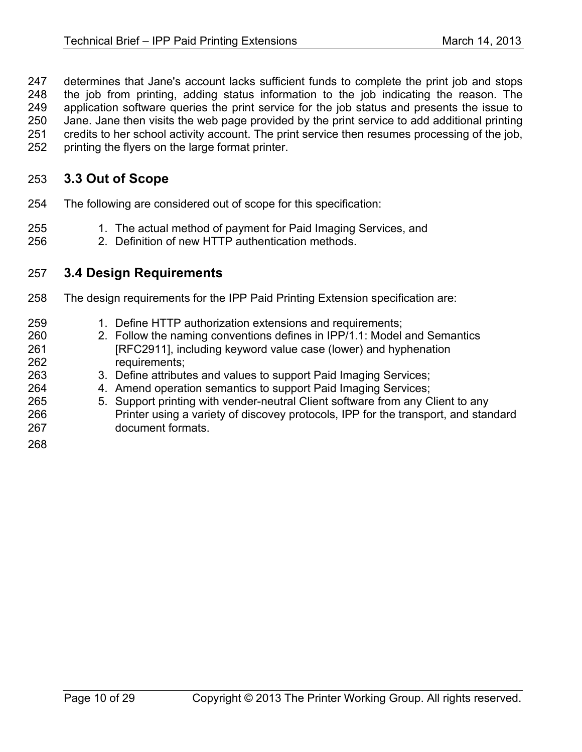determines that Jane's account lacks sufficient funds to complete the print job and stops the job from printing, adding status information to the job indicating the reason. The application software queries the print service for the job status and presents the issue to Jane. Jane then visits the web page provided by the print service to add additional printing credits to her school activity account. The print service then resumes processing of the job, printing the flyers on the large format printer.

## 3.3 Out of Scope

The following are considered out of scope for this specification:

1. The actual method of payment for Paid Imaging Services, and
2. Definition of new HTTP authentication methods.

## 3.4 Design Requirements

The design requirements for the IPP Paid Printing Extension specification are:

1. Define HTTP authorization extensions and requirements;
2. Follow the naming conventions defines in IPP/1.1: Model and Semantics [RFC2911], including keyword value case (lower) and hyphenation requirements;
3. Define attributes and values to support Paid Imaging Services;
4. Amend operation semantics to support Paid Imaging Services;
5. Support printing with vender-neutral Client software from any Client to any Printer using a variety of discovey protocols, IPP for the transport, and standard document formats.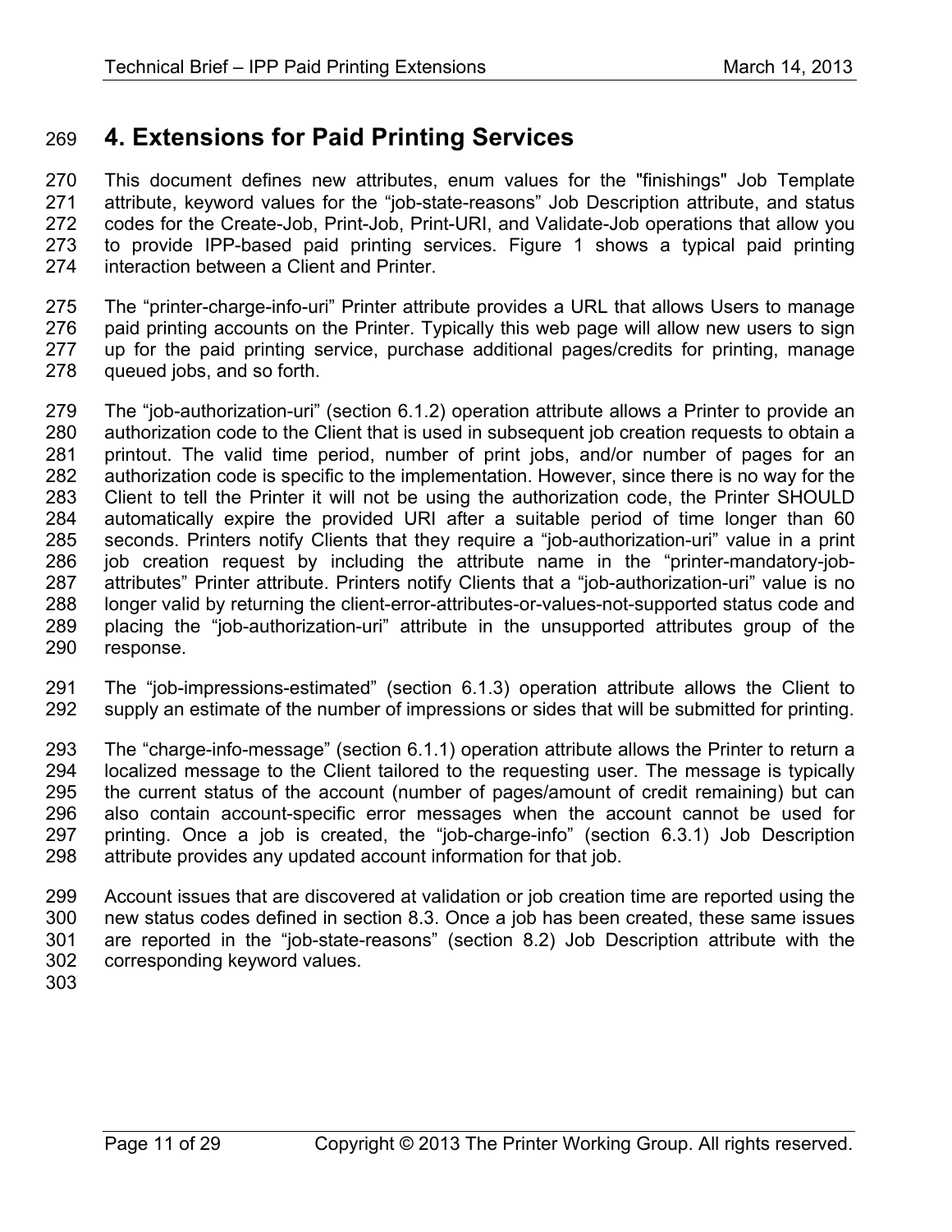# 4. Extensions for Paid Printing Services

This document defines new attributes, enum values for the "finishings" Job Template attribute, keyword values for the "job-state-reasons" Job Description attribute, and status codes for the Create-Job, Print-Job, Print-URI, and Validate-Job operations that allow you to provide IPP-based paid printing services. Figure 1 shows a typical paid printing interaction between a Client and Printer.

The "printer-charge-info-uri" Printer attribute provides a URL that allows Users to manage paid printing accounts on the Printer. Typically this web page will allow new users to sign up for the paid printing service, purchase additional pages/credits for printing, manage queued jobs, and so forth.

The "job-authorization-uri" (section 6.1.2) operation attribute allows a Printer to provide an authorization code to the Client that is used in subsequent job creation requests to obtain a printout. The valid time period, number of print jobs, and/or number of pages for an authorization code is specific to the implementation. However, since there is no way for the Client to tell the Printer it will not be using the authorization code, the Printer SHOULD automatically expire the provided URI after a suitable period of time longer than 60 seconds. Printers notify Clients that they require a "job-authorization-uri" value in a print job creation request by including the attribute name in the "printer-mandatory-job-attributes" Printer attribute. Printers notify Clients that a "job-authorization-uri" value is no longer valid by returning the client-error-attributes-or-values-not-supported status code and placing the "job-authorization-uri" attribute in the unsupported attributes group of the response.

The "job-impressions-estimated" (section 6.1.3) operation attribute allows the Client to supply an estimate of the number of impressions or sides that will be submitted for printing.

The "charge-info-message" (section 6.1.1) operation attribute allows the Printer to return a localized message to the Client tailored to the requesting user. The message is typically the current status of the account (number of pages/amount of credit remaining) but can also contain account-specific error messages when the account cannot be used for printing. Once a job is created, the "job-charge-info" (section 6.3.1) Job Description attribute provides any updated account information for that job.

Account issues that are discovered at validation or job creation time are reported using the new status codes defined in section 8.3. Once a job has been created, these same issues are reported in the "job-state-reasons" (section 8.2) Job Description attribute with the corresponding keyword values.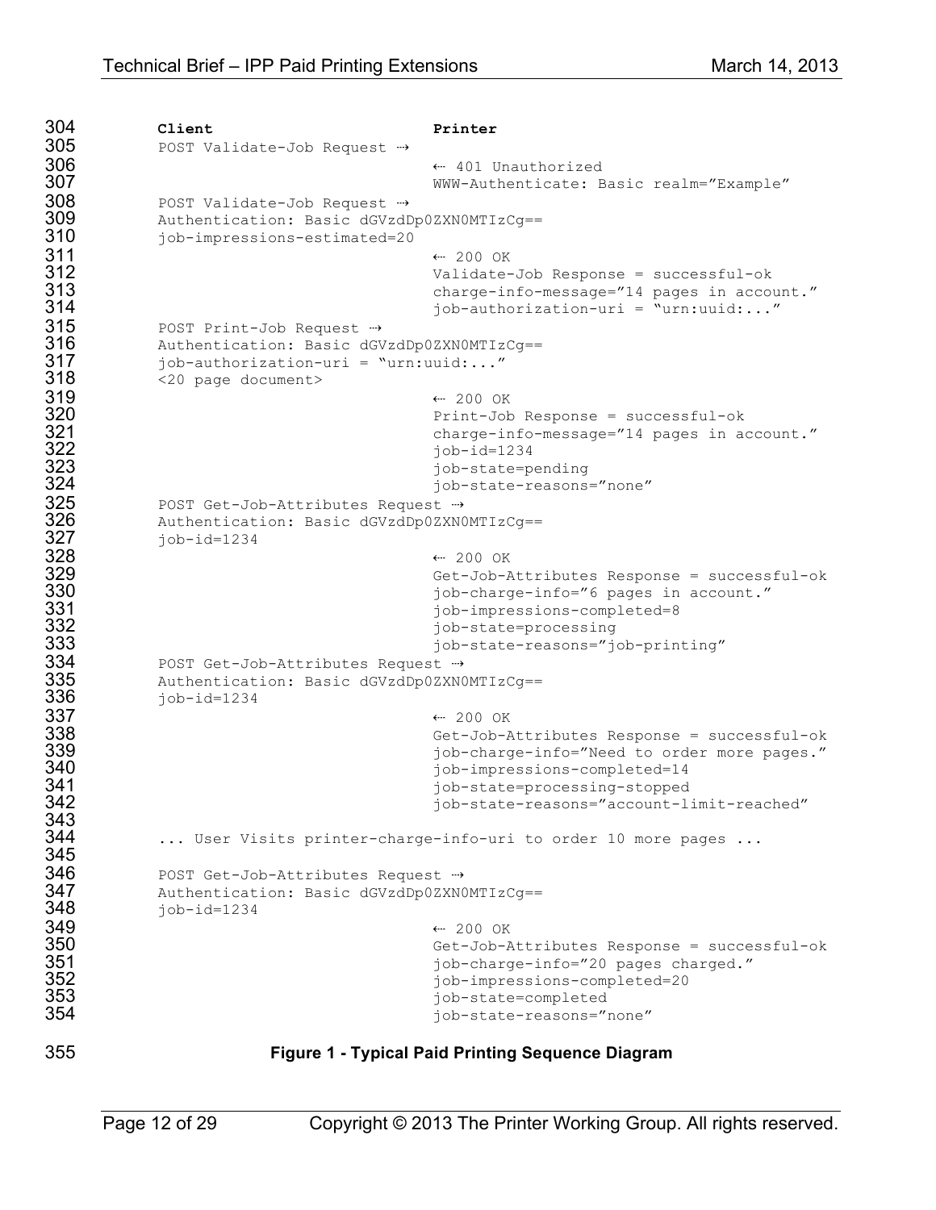```
Client                          Printer
POST Validate-Job Request ⇢
                                ⇠ 401 Unauthorized
                                WWW-Authenticate: Basic realm=”Example”
POST Validate-Job Request ⇢
Authentication: Basic dGVzdDp0ZXN0MTIzCg==
job-impressions-estimated=20
                                ⇠ 200 OK
                                Validate-Job Response = successful-ok
                                charge-info-message=”14 pages in account.”
                                job-authorization-uri = “urn:uuid:...”
POST Print-Job Request ⇢
Authentication: Basic dGVzdDp0ZXN0MTIzCg==
job-authorization-uri = “urn:uuid:...”
<20 page document>
                                ⇠ 200 OK
                                Print-Job Response = successful-ok
                                charge-info-message=”14 pages in account.”
                                job-id=1234
                                job-state=pending
                                job-state-reasons=”none”
POST Get-Job-Attributes Request ⇢
Authentication: Basic dGVzdDp0ZXN0MTIzCg==
job-id=1234
                                ⇠ 200 OK
                                Get-Job-Attributes Response = successful-ok
                                job-charge-info=”6 pages in account.”
                                job-impressions-completed=8
                                job-state=processing
                                job-state-reasons=”job-printing”
POST Get-Job-Attributes Request ⇢
Authentication: Basic dGVzdDp0ZXN0MTIzCg==
job-id=1234
                                ⇠ 200 OK
                                Get-Job-Attributes Response = successful-ok
                                job-charge-info=”Need to order more pages.”
                                job-impressions-completed=14
                                job-state=processing-stopped
                                job-state-reasons=”account-limit-reached”

... User Visits printer-charge-info-uri to order 10 more pages ...

POST Get-Job-Attributes Request ⇢
Authentication: Basic dGVzdDp0ZXN0MTIzCg==
job-id=1234
                                ⇠ 200 OK
                                Get-Job-Attributes Response = successful-ok
                                job-charge-info=”20 pages charged.”
                                job-impressions-completed=20
                                job-state=completed
                                job-state-reasons=”none”
```

**Figure 1 - Typical Paid Printing Sequence Diagram**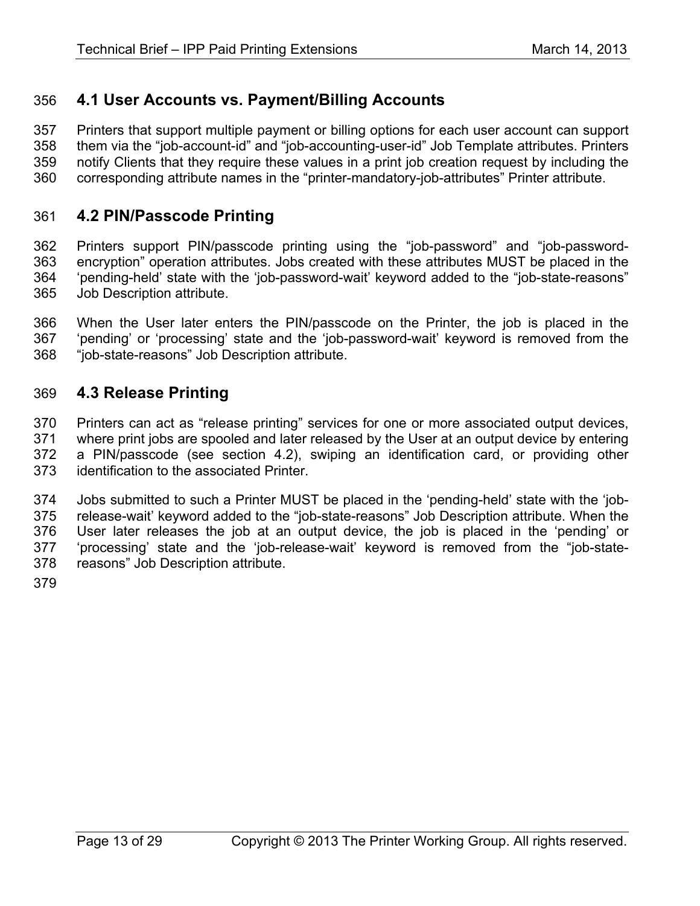## 4.1 User Accounts vs. Payment/Billing Accounts

Printers that support multiple payment or billing options for each user account can support them via the “job-account-id” and “job-accounting-user-id” Job Template attributes. Printers notify Clients that they require these values in a print job creation request by including the corresponding attribute names in the “printer-mandatory-job-attributes” Printer attribute.

## 4.2 PIN/Passcode Printing

Printers support PIN/passcode printing using the “job-password” and “job-password-encryption” operation attributes. Jobs created with these attributes MUST be placed in the ‘pending-held’ state with the ‘job-password-wait’ keyword added to the “job-state-reasons” Job Description attribute.

When the User later enters the PIN/passcode on the Printer, the job is placed in the ‘pending’ or ‘processing’ state and the ‘job-password-wait’ keyword is removed from the “job-state-reasons” Job Description attribute.

## 4.3 Release Printing

Printers can act as “release printing” services for one or more associated output devices, where print jobs are spooled and later released by the User at an output device by entering a PIN/passcode (see section 4.2), swiping an identification card, or providing other identification to the associated Printer.

Jobs submitted to such a Printer MUST be placed in the ‘pending-held’ state with the ‘job-release-wait’ keyword added to the “job-state-reasons” Job Description attribute. When the User later releases the job at an output device, the job is placed in the ‘pending’ or ‘processing’ state and the ‘job-release-wait’ keyword is removed from the “job-state-reasons” Job Description attribute.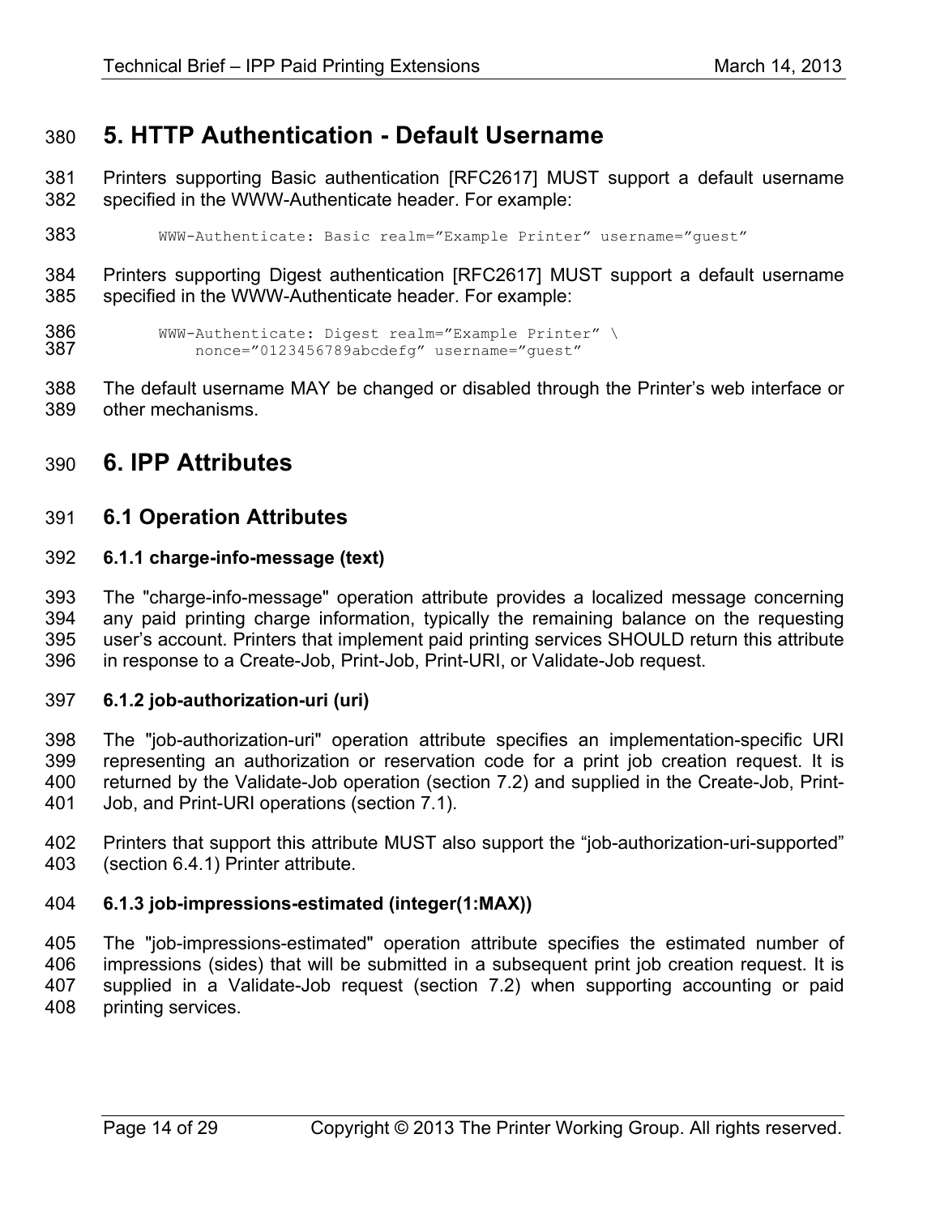# 5. HTTP Authentication - Default Username

Printers supporting Basic authentication [RFC2617] MUST support a default username specified in the WWW-Authenticate header. For example:

```
WWW-Authenticate: Basic realm="Example Printer" username="guest"
```

Printers supporting Digest authentication [RFC2617] MUST support a default username specified in the WWW-Authenticate header. For example:

```
WWW-Authenticate: Digest realm="Example Printer" \
    nonce="0123456789abcdefg" username="guest"
```

The default username MAY be changed or disabled through the Printer's web interface or other mechanisms.

# 6. IPP Attributes

## 6.1 Operation Attributes

### 6.1.1 charge-info-message (text)

The "charge-info-message" operation attribute provides a localized message concerning any paid printing charge information, typically the remaining balance on the requesting user's account. Printers that implement paid printing services SHOULD return this attribute in response to a Create-Job, Print-Job, Print-URI, or Validate-Job request.

### 6.1.2 job-authorization-uri (uri)

The "job-authorization-uri" operation attribute specifies an implementation-specific URI representing an authorization or reservation code for a print job creation request. It is returned by the Validate-Job operation (section 7.2) and supplied in the Create-Job, Print-Job, and Print-URI operations (section 7.1).

Printers that support this attribute MUST also support the "job-authorization-uri-supported" (section 6.4.1) Printer attribute.

### 6.1.3 job-impressions-estimated (integer(1:MAX))

The "job-impressions-estimated" operation attribute specifies the estimated number of impressions (sides) that will be submitted in a subsequent print job creation request. It is supplied in a Validate-Job request (section 7.2) when supporting accounting or paid printing services.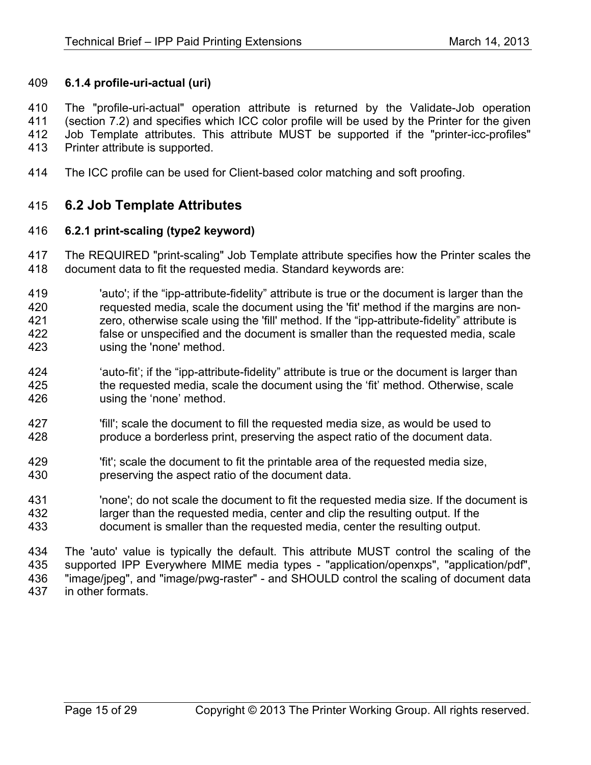### 6.1.4 profile-uri-actual (uri)

The "profile-uri-actual" operation attribute is returned by the Validate-Job operation (section 7.2) and specifies which ICC color profile will be used by the Printer for the given Job Template attributes. This attribute MUST be supported if the "printer-icc-profiles" Printer attribute is supported.

The ICC profile can be used for Client-based color matching and soft proofing.

## 6.2 Job Template Attributes

### 6.2.1 print-scaling (type2 keyword)

The REQUIRED "print-scaling" Job Template attribute specifies how the Printer scales the document data to fit the requested media. Standard keywords are:

> 'auto'; if the “ipp-attribute-fidelity” attribute is true or the document is larger than the requested media, scale the document using the 'fit' method if the margins are non-zero, otherwise scale using the 'fill' method. If the “ipp-attribute-fidelity” attribute is false or unspecified and the document is smaller than the requested media, scale using the 'none' method.
>
> ‘auto-fit’; if the “ipp-attribute-fidelity” attribute is true or the document is larger than the requested media, scale the document using the ‘fit’ method. Otherwise, scale using the ‘none’ method.
>
> 'fill'; scale the document to fill the requested media size, as would be used to produce a borderless print, preserving the aspect ratio of the document data.
>
> 'fit'; scale the document to fit the printable area of the requested media size, preserving the aspect ratio of the document data.
>
> 'none'; do not scale the document to fit the requested media size. If the document is larger than the requested media, center and clip the resulting output. If the document is smaller than the requested media, center the resulting output.

The 'auto' value is typically the default. This attribute MUST control the scaling of the supported IPP Everywhere MIME media types - "application/openxps", "application/pdf", "image/jpeg", and "image/pwg-raster" - and SHOULD control the scaling of document data in other formats.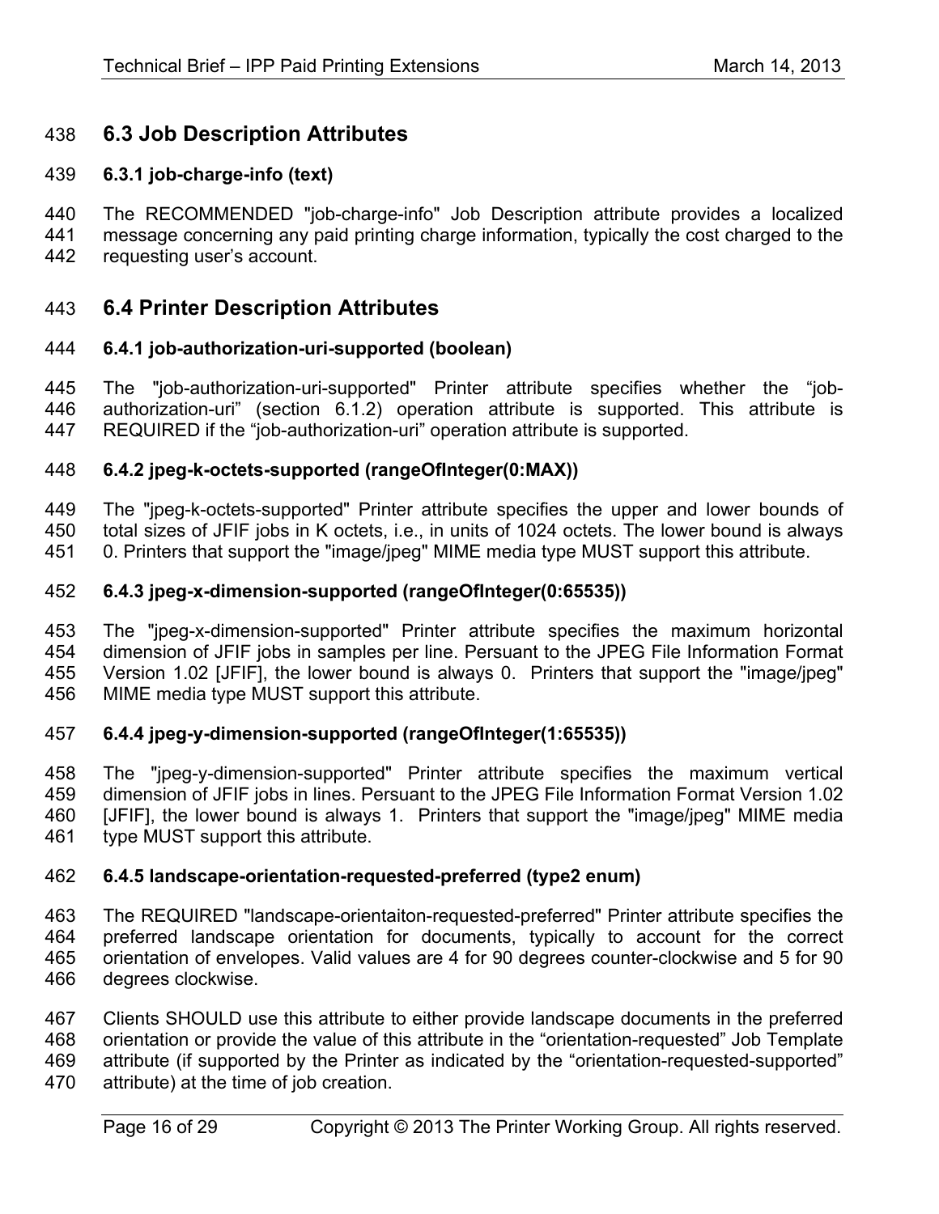## 6.3 Job Description Attributes

### 6.3.1 job-charge-info (text)

The RECOMMENDED "job-charge-info" Job Description attribute provides a localized message concerning any paid printing charge information, typically the cost charged to the requesting user's account.

## 6.4 Printer Description Attributes

### 6.4.1 job-authorization-uri-supported (boolean)

The "job-authorization-uri-supported" Printer attribute specifies whether the "job-authorization-uri" (section 6.1.2) operation attribute is supported. This attribute is REQUIRED if the "job-authorization-uri" operation attribute is supported.

### 6.4.2 jpeg-k-octets-supported (rangeOfInteger(0:MAX))

The "jpeg-k-octets-supported" Printer attribute specifies the upper and lower bounds of total sizes of JFIF jobs in K octets, i.e., in units of 1024 octets. The lower bound is always 0. Printers that support the "image/jpeg" MIME media type MUST support this attribute.

### 6.4.3 jpeg-x-dimension-supported (rangeOfInteger(0:65535))

The "jpeg-x-dimension-supported" Printer attribute specifies the maximum horizontal dimension of JFIF jobs in samples per line. Persuant to the JPEG File Information Format Version 1.02 [JFIF], the lower bound is always 0. Printers that support the "image/jpeg" MIME media type MUST support this attribute.

### 6.4.4 jpeg-y-dimension-supported (rangeOfInteger(1:65535))

The "jpeg-y-dimension-supported" Printer attribute specifies the maximum vertical dimension of JFIF jobs in lines. Persuant to the JPEG File Information Format Version 1.02 [JFIF], the lower bound is always 1. Printers that support the "image/jpeg" MIME media type MUST support this attribute.

### 6.4.5 landscape-orientation-requested-preferred (type2 enum)

The REQUIRED "landscape-orientaiton-requested-preferred" Printer attribute specifies the preferred landscape orientation for documents, typically to account for the correct orientation of envelopes. Valid values are 4 for 90 degrees counter-clockwise and 5 for 90 degrees clockwise.

Clients SHOULD use this attribute to either provide landscape documents in the preferred orientation or provide the value of this attribute in the "orientation-requested" Job Template attribute (if supported by the Printer as indicated by the "orientation-requested-supported" attribute) at the time of job creation.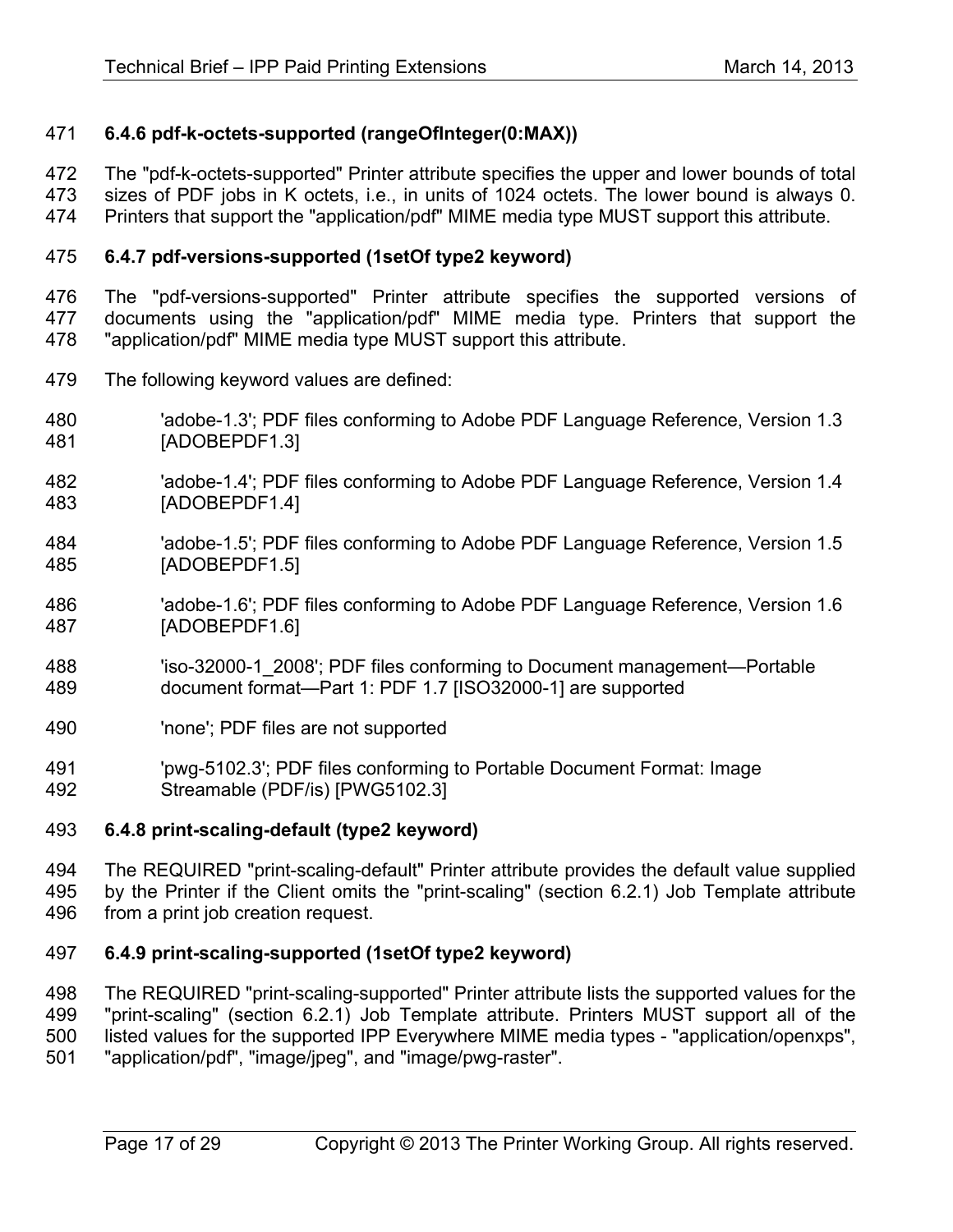#### 6.4.6 pdf-k-octets-supported (rangeOfInteger(0:MAX))

The "pdf-k-octets-supported" Printer attribute specifies the upper and lower bounds of total sizes of PDF jobs in K octets, i.e., in units of 1024 octets. The lower bound is always 0. Printers that support the "application/pdf" MIME media type MUST support this attribute.

#### 6.4.7 pdf-versions-supported (1setOf type2 keyword)

The "pdf-versions-supported" Printer attribute specifies the supported versions of documents using the "application/pdf" MIME media type. Printers that support the "application/pdf" MIME media type MUST support this attribute.

The following keyword values are defined:

> 'adobe-1.3'; PDF files conforming to Adobe PDF Language Reference, Version 1.3 [ADOBEPDF1.3]
>
> 'adobe-1.4'; PDF files conforming to Adobe PDF Language Reference, Version 1.4 [ADOBEPDF1.4]
>
> 'adobe-1.5'; PDF files conforming to Adobe PDF Language Reference, Version 1.5 [ADOBEPDF1.5]
>
> 'adobe-1.6'; PDF files conforming to Adobe PDF Language Reference, Version 1.6 [ADOBEPDF1.6]
>
> 'iso-32000-1_2008'; PDF files conforming to Document management—Portable document format—Part 1: PDF 1.7 [ISO32000-1] are supported
>
> 'none'; PDF files are not supported
>
> 'pwg-5102.3'; PDF files conforming to Portable Document Format: Image Streamable (PDF/is) [PWG5102.3]

#### 6.4.8 print-scaling-default (type2 keyword)

The REQUIRED "print-scaling-default" Printer attribute provides the default value supplied by the Printer if the Client omits the "print-scaling" (section 6.2.1) Job Template attribute from a print job creation request.

#### 6.4.9 print-scaling-supported (1setOf type2 keyword)

The REQUIRED "print-scaling-supported" Printer attribute lists the supported values for the "print-scaling" (section 6.2.1) Job Template attribute. Printers MUST support all of the listed values for the supported IPP Everywhere MIME media types - "application/openxps", "application/pdf", "image/jpeg", and "image/pwg-raster".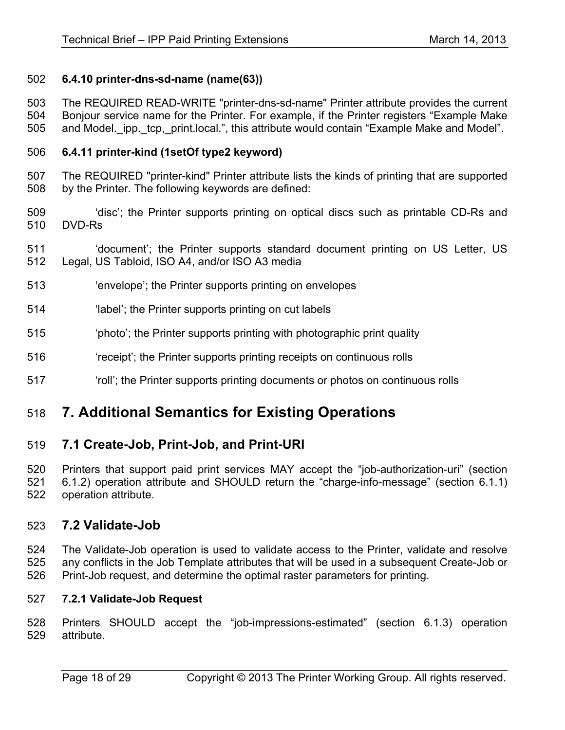#### 6.4.10 printer-dns-sd-name (name(63))

The REQUIRED READ-WRITE "printer-dns-sd-name" Printer attribute provides the current Bonjour service name for the Printer. For example, if the Printer registers “Example Make and Model._ipp._tcp,_print.local.”, this attribute would contain “Example Make and Model”.

#### 6.4.11 printer-kind (1setOf type2 keyword)

The REQUIRED "printer-kind" Printer attribute lists the kinds of printing that are supported by the Printer. The following keywords are defined:

‘disc’; the Printer supports printing on optical discs such as printable CD-Rs and DVD-Rs

‘document’; the Printer supports standard document printing on US Letter, US Legal, US Tabloid, ISO A4, and/or ISO A3 media

‘envelope’; the Printer supports printing on envelopes

‘label’; the Printer supports printing on cut labels

‘photo’; the Printer supports printing with photographic print quality

‘receipt’; the Printer supports printing receipts on continuous rolls

‘roll’; the Printer supports printing documents or photos on continuous rolls

# 7. Additional Semantics for Existing Operations

## 7.1 Create-Job, Print-Job, and Print-URI

Printers that support paid print services MAY accept the “job-authorization-uri” (section 6.1.2) operation attribute and SHOULD return the “charge-info-message” (section 6.1.1) operation attribute.

## 7.2 Validate-Job

The Validate-Job operation is used to validate access to the Printer, validate and resolve any conflicts in the Job Template attributes that will be used in a subsequent Create-Job or Print-Job request, and determine the optimal raster parameters for printing.

#### 7.2.1 Validate-Job Request

Printers SHOULD accept the “job-impressions-estimated” (section 6.1.3) operation attribute.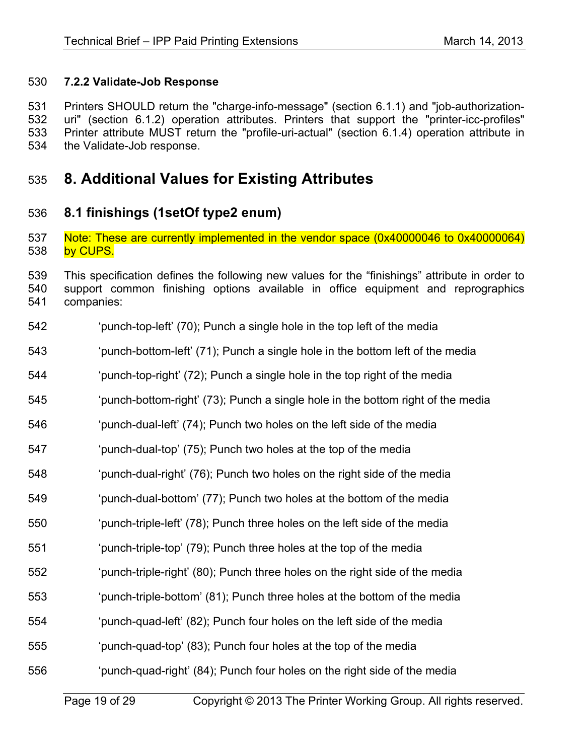#### 7.2.2 Validate-Job Response

Printers SHOULD return the "charge-info-message" (section 6.1.1) and "job-authorization-uri" (section 6.1.2) operation attributes. Printers that support the "printer-icc-profiles" Printer attribute MUST return the "profile-uri-actual" (section 6.1.4) operation attribute in the Validate-Job response.

# 8. Additional Values for Existing Attributes

## 8.1 finishings (1setOf type2 enum)

Note: These are currently implemented in the vendor space (0x40000046 to 0x40000064) by CUPS.

This specification defines the following new values for the “finishings” attribute in order to support common finishing options available in office equipment and reprographics companies:

- ‘punch-top-left’ (70); Punch a single hole in the top left of the media
- ‘punch-bottom-left’ (71); Punch a single hole in the bottom left of the media
- ‘punch-top-right’ (72); Punch a single hole in the top right of the media
- ‘punch-bottom-right’ (73); Punch a single hole in the bottom right of the media
- ‘punch-dual-left’ (74); Punch two holes on the left side of the media
- ‘punch-dual-top’ (75); Punch two holes at the top of the media
- ‘punch-dual-right’ (76); Punch two holes on the right side of the media
- ‘punch-dual-bottom’ (77); Punch two holes at the bottom of the media
- ‘punch-triple-left’ (78); Punch three holes on the left side of the media
- ‘punch-triple-top’ (79); Punch three holes at the top of the media
- ‘punch-triple-right’ (80); Punch three holes on the right side of the media
- ‘punch-triple-bottom’ (81); Punch three holes at the bottom of the media
- ‘punch-quad-left’ (82); Punch four holes on the left side of the media
- ‘punch-quad-top’ (83); Punch four holes at the top of the media
- ‘punch-quad-right’ (84); Punch four holes on the right side of the media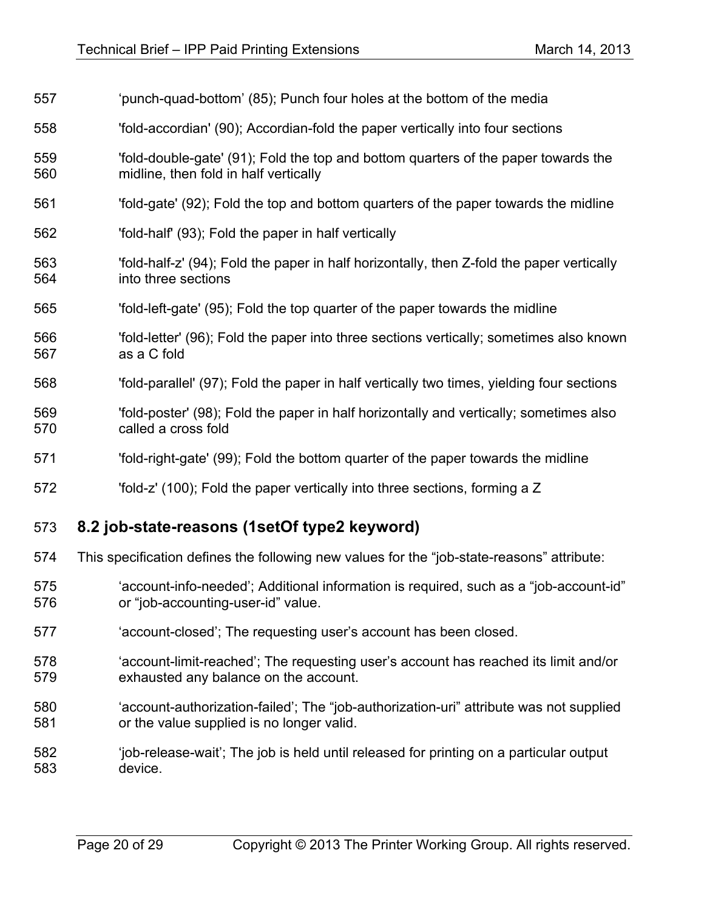'punch-quad-bottom' (85); Punch four holes at the bottom of the media

'fold-accordian' (90); Accordian-fold the paper vertically into four sections

'fold-double-gate' (91); Fold the top and bottom quarters of the paper towards the midline, then fold in half vertically

'fold-gate' (92); Fold the top and bottom quarters of the paper towards the midline

'fold-half' (93); Fold the paper in half vertically

'fold-half-z' (94); Fold the paper in half horizontally, then Z-fold the paper vertically into three sections

'fold-left-gate' (95); Fold the top quarter of the paper towards the midline

'fold-letter' (96); Fold the paper into three sections vertically; sometimes also known as a C fold

'fold-parallel' (97); Fold the paper in half vertically two times, yielding four sections

'fold-poster' (98); Fold the paper in half horizontally and vertically; sometimes also called a cross fold

'fold-right-gate' (99); Fold the bottom quarter of the paper towards the midline

'fold-z' (100); Fold the paper vertically into three sections, forming a Z

## 8.2 job-state-reasons (1setOf type2 keyword)

This specification defines the following new values for the "job-state-reasons" attribute:

'account-info-needed'; Additional information is required, such as a "job-account-id" or "job-accounting-user-id" value.

'account-closed'; The requesting user's account has been closed.

'account-limit-reached'; The requesting user's account has reached its limit and/or exhausted any balance on the account.

'account-authorization-failed'; The "job-authorization-uri" attribute was not supplied or the value supplied is no longer valid.

'job-release-wait'; The job is held until released for printing on a particular output device.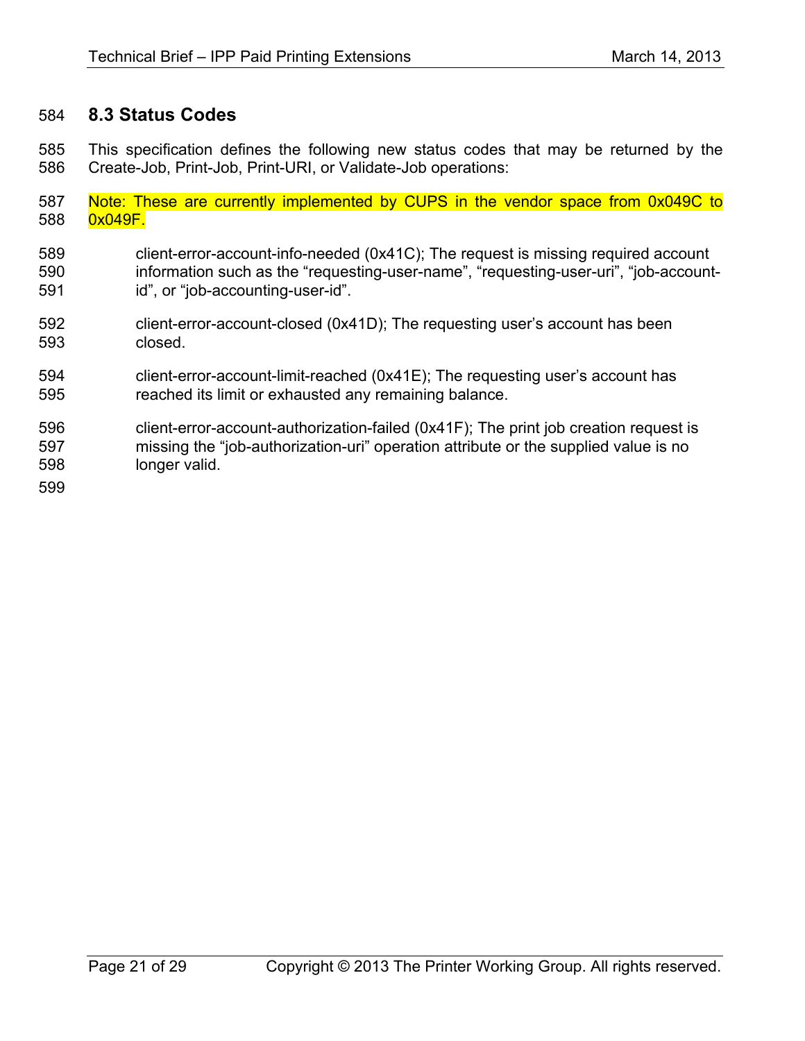## 8.3 Status Codes

This specification defines the following new status codes that may be returned by the Create-Job, Print-Job, Print-URI, or Validate-Job operations:

Note: These are currently implemented by CUPS in the vendor space from 0x049C to 0x049F.

client-error-account-info-needed (0x41C); The request is missing required account information such as the “requesting-user-name”, “requesting-user-uri”, “job-account-id”, or “job-accounting-user-id”.

client-error-account-closed (0x41D); The requesting user’s account has been closed.

client-error-account-limit-reached (0x41E); The requesting user’s account has reached its limit or exhausted any remaining balance.

client-error-account-authorization-failed (0x41F); The print job creation request is missing the “job-authorization-uri” operation attribute or the supplied value is no longer valid.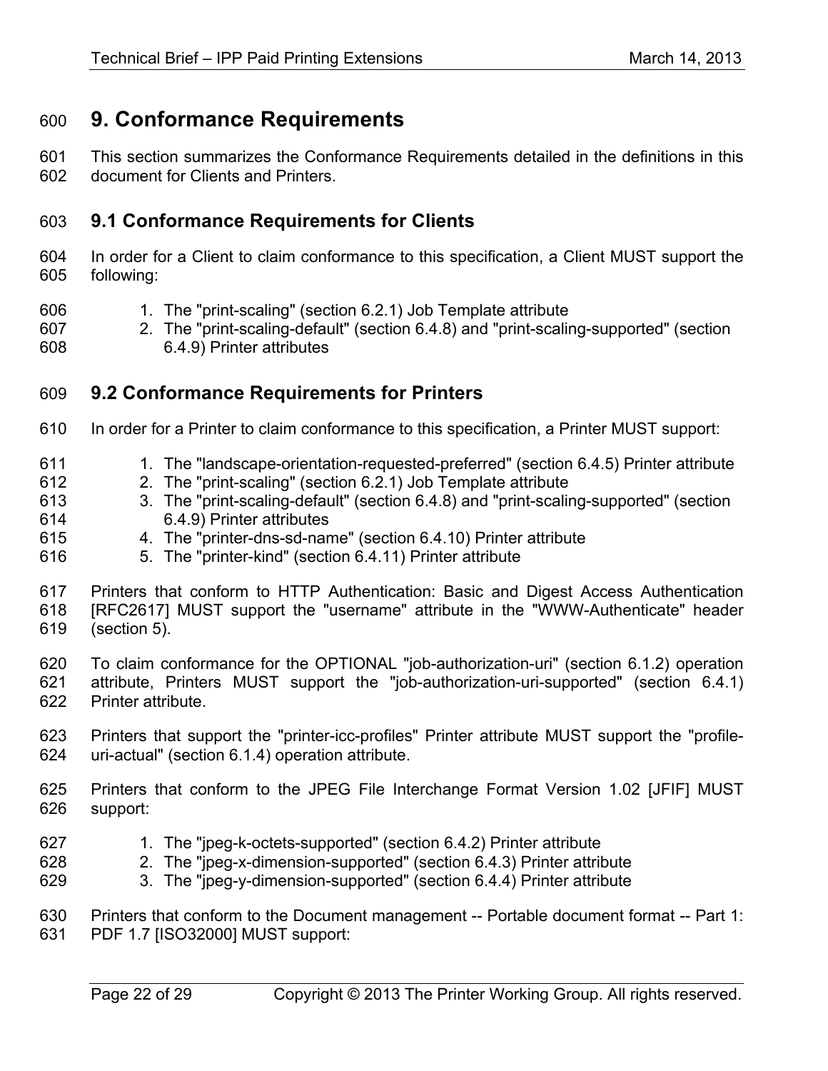# 9. Conformance Requirements

This section summarizes the Conformance Requirements detailed in the definitions in this document for Clients and Printers.

## 9.1 Conformance Requirements for Clients

In order for a Client to claim conformance to this specification, a Client MUST support the following:

1. The "print-scaling" (section 6.2.1) Job Template attribute
2. The "print-scaling-default" (section 6.4.8) and "print-scaling-supported" (section 6.4.9) Printer attributes

## 9.2 Conformance Requirements for Printers

In order for a Printer to claim conformance to this specification, a Printer MUST support:

1. The "landscape-orientation-requested-preferred" (section 6.4.5) Printer attribute
2. The "print-scaling" (section 6.2.1) Job Template attribute
3. The "print-scaling-default" (section 6.4.8) and "print-scaling-supported" (section 6.4.9) Printer attributes
4. The "printer-dns-sd-name" (section 6.4.10) Printer attribute
5. The "printer-kind" (section 6.4.11) Printer attribute

Printers that conform to HTTP Authentication: Basic and Digest Access Authentication [RFC2617] MUST support the "username" attribute in the "WWW-Authenticate" header (section 5).

To claim conformance for the OPTIONAL "job-authorization-uri" (section 6.1.2) operation attribute, Printers MUST support the "job-authorization-uri-supported" (section 6.4.1) Printer attribute.

Printers that support the "printer-icc-profiles" Printer attribute MUST support the "profile-uri-actual" (section 6.1.4) operation attribute.

Printers that conform to the JPEG File Interchange Format Version 1.02 [JFIF] MUST support:

1. The "jpeg-k-octets-supported" (section 6.4.2) Printer attribute
2. The "jpeg-x-dimension-supported" (section 6.4.3) Printer attribute
3. The "jpeg-y-dimension-supported" (section 6.4.4) Printer attribute

Printers that conform to the Document management -- Portable document format -- Part 1: PDF 1.7 [ISO32000] MUST support: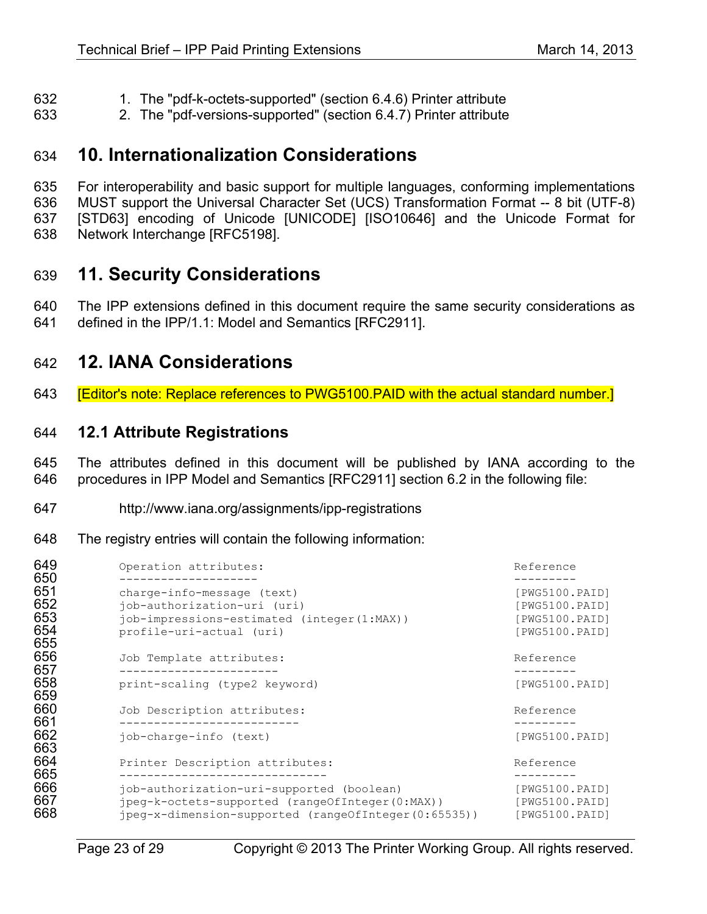1. The "pdf-k-octets-supported" (section 6.4.6) Printer attribute
2. The "pdf-versions-supported" (section 6.4.7) Printer attribute

# 10. Internationalization Considerations

For interoperability and basic support for multiple languages, conforming implementations MUST support the Universal Character Set (UCS) Transformation Format -- 8 bit (UTF-8) [STD63] encoding of Unicode [UNICODE] [ISO10646] and the Unicode Format for Network Interchange [RFC5198].

# 11. Security Considerations

The IPP extensions defined in this document require the same security considerations as defined in the IPP/1.1: Model and Semantics [RFC2911].

# 12. IANA Considerations

[Editor's note: Replace references to PWG5100.PAID with the actual standard number.]

## 12.1 Attribute Registrations

The attributes defined in this document will be published by IANA according to the procedures in IPP Model and Semantics [RFC2911] section 6.2 in the following file:

http://www.iana.org/assignments/ipp-registrations

The registry entries will contain the following information:

```
Operation attributes:                                   Reference
--------------------                                    ---------
charge-info-message (text)                              [PWG5100.PAID]
job-authorization-uri (uri)                             [PWG5100.PAID]
job-impressions-estimated (integer(1:MAX))              [PWG5100.PAID]
profile-uri-actual (uri)                                [PWG5100.PAID]

Job Template attributes:                                Reference
-----------------------                                 ---------
print-scaling (type2 keyword)                           [PWG5100.PAID]

Job Description attributes:                             Reference
--------------------------                              ---------
job-charge-info (text)                                  [PWG5100.PAID]

Printer Description attributes:                         Reference
------------------------------                          ---------
job-authorization-uri-supported (boolean)               [PWG5100.PAID]
jpeg-k-octets-supported (rangeOfInteger(0:MAX))         [PWG5100.PAID]
jpeg-x-dimension-supported (rangeOfInteger(0:65535))    [PWG5100.PAID]
```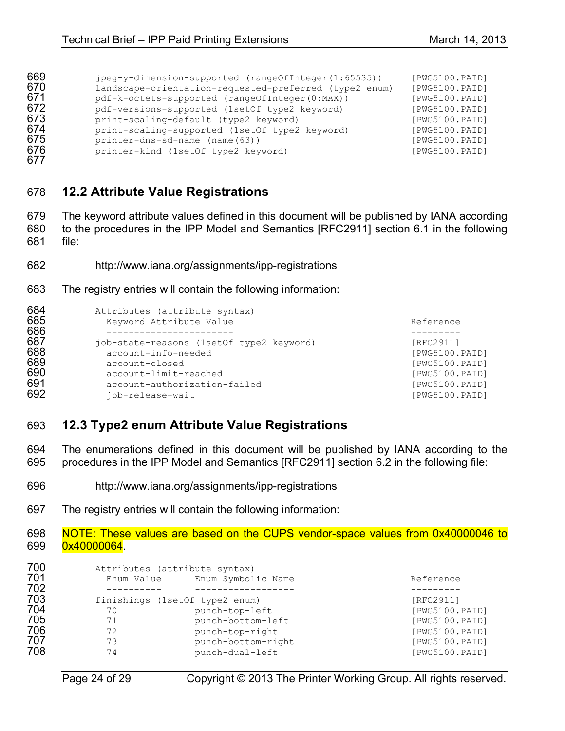```
jpeg-y-dimension-supported (rangeOfInteger(1:65535))      [PWG5100.PAID]
landscape-orientation-requested-preferred (type2 enum)    [PWG5100.PAID]
pdf-k-octets-supported (rangeOfInteger(0:MAX))            [PWG5100.PAID]
pdf-versions-supported (1setOf type2 keyword)             [PWG5100.PAID]
print-scaling-default (type2 keyword)                     [PWG5100.PAID]
print-scaling-supported (1setOf type2 keyword)            [PWG5100.PAID]
printer-dns-sd-name (name(63))                            [PWG5100.PAID]
printer-kind (1setOf type2 keyword)                       [PWG5100.PAID]
```

## 12.2 Attribute Value Registrations

The keyword attribute values defined in this document will be published by IANA according to the procedures in the IPP Model and Semantics [RFC2911] section 6.1 in the following file:

http://www.iana.org/assignments/ipp-registrations

The registry entries will contain the following information:

```
Attributes (attribute syntax)
  Keyword Attribute Value                                  Reference
  -----------------------                                  ---------
job-state-reasons (1setOf type2 keyword)                   [RFC2911]
  account-info-needed                                      [PWG5100.PAID]
  account-closed                                           [PWG5100.PAID]
  account-limit-reached                                    [PWG5100.PAID]
  account-authorization-failed                             [PWG5100.PAID]
  job-release-wait                                         [PWG5100.PAID]
```

## 12.3 Type2 enum Attribute Value Registrations

The enumerations defined in this document will be published by IANA according to the procedures in the IPP Model and Semantics [RFC2911] section 6.2 in the following file:

http://www.iana.org/assignments/ipp-registrations

The registry entries will contain the following information:

NOTE: These values are based on the CUPS vendor-space values from 0x40000046 to 0x40000064.

```
Attributes (attribute syntax)
  Enum Value      Enum Symbolic Name                       Reference
  ----------      ------------------                       ---------
finishings (1setOf type2 enum)                             [RFC2911]
  70              punch-top-left                           [PWG5100.PAID]
  71              punch-bottom-left                        [PWG5100.PAID]
  72              punch-top-right                          [PWG5100.PAID]
  73              punch-bottom-right                       [PWG5100.PAID]
  74              punch-dual-left                          [PWG5100.PAID]
```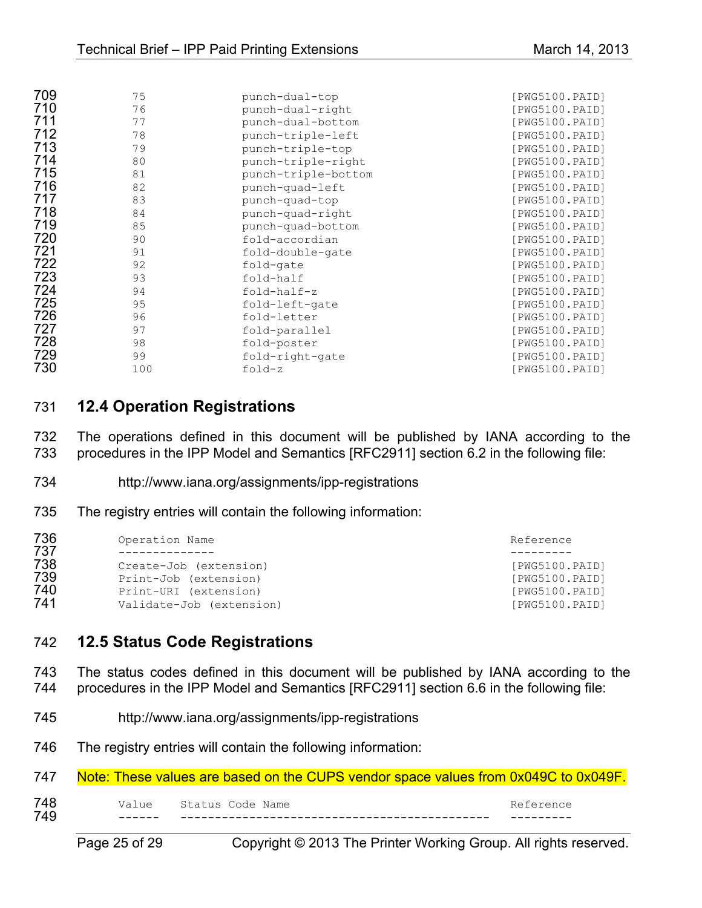| | | |
|---|---|---|
| 75 | punch-dual-top | [PWG5100.PAID] |
| 76 | punch-dual-right | [PWG5100.PAID] |
| 77 | punch-dual-bottom | [PWG5100.PAID] |
| 78 | punch-triple-left | [PWG5100.PAID] |
| 79 | punch-triple-top | [PWG5100.PAID] |
| 80 | punch-triple-right | [PWG5100.PAID] |
| 81 | punch-triple-bottom | [PWG5100.PAID] |
| 82 | punch-quad-left | [PWG5100.PAID] |
| 83 | punch-quad-top | [PWG5100.PAID] |
| 84 | punch-quad-right | [PWG5100.PAID] |
| 85 | punch-quad-bottom | [PWG5100.PAID] |
| 90 | fold-accordian | [PWG5100.PAID] |
| 91 | fold-double-gate | [PWG5100.PAID] |
| 92 | fold-gate | [PWG5100.PAID] |
| 93 | fold-half | [PWG5100.PAID] |
| 94 | fold-half-z | [PWG5100.PAID] |
| 95 | fold-left-gate | [PWG5100.PAID] |
| 96 | fold-letter | [PWG5100.PAID] |
| 97 | fold-parallel | [PWG5100.PAID] |
| 98 | fold-poster | [PWG5100.PAID] |
| 99 | fold-right-gate | [PWG5100.PAID] |
| 100 | fold-z | [PWG5100.PAID] |

## 12.4 Operation Registrations

The operations defined in this document will be published by IANA according to the procedures in the IPP Model and Semantics [RFC2911] section 6.2 in the following file:

http://www.iana.org/assignments/ipp-registrations

The registry entries will contain the following information:

| Operation Name | Reference |
|---|---|
| Create-Job (extension) | [PWG5100.PAID] |
| Print-Job (extension) | [PWG5100.PAID] |
| Print-URI (extension) | [PWG5100.PAID] |
| Validate-Job (extension) | [PWG5100.PAID] |

## 12.5 Status Code Registrations

The status codes defined in this document will be published by IANA according to the procedures in the IPP Model and Semantics [RFC2911] section 6.6 in the following file:

http://www.iana.org/assignments/ipp-registrations

The registry entries will contain the following information:

Note: These values are based on the CUPS vendor space values from 0x049C to 0x049F.

| Value | Status Code Name | Reference |
|---|---|---|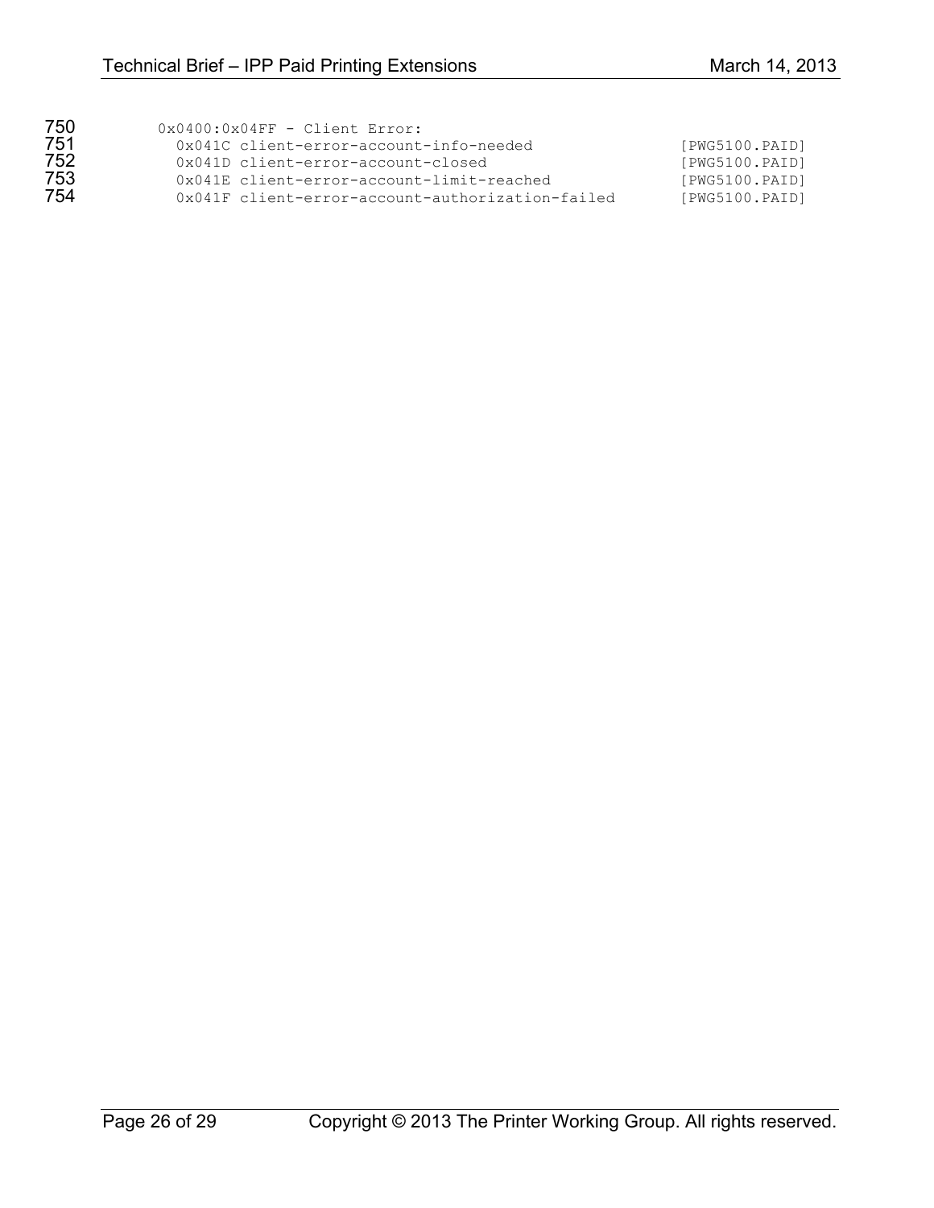```
0x0400:0x04FF - Client Error:
  0x041C client-error-account-info-needed              [PWG5100.PAID]
  0x041D client-error-account-closed                   [PWG5100.PAID]
  0x041E client-error-account-limit-reached            [PWG5100.PAID]
  0x041F client-error-account-authorization-failed     [PWG5100.PAID]
```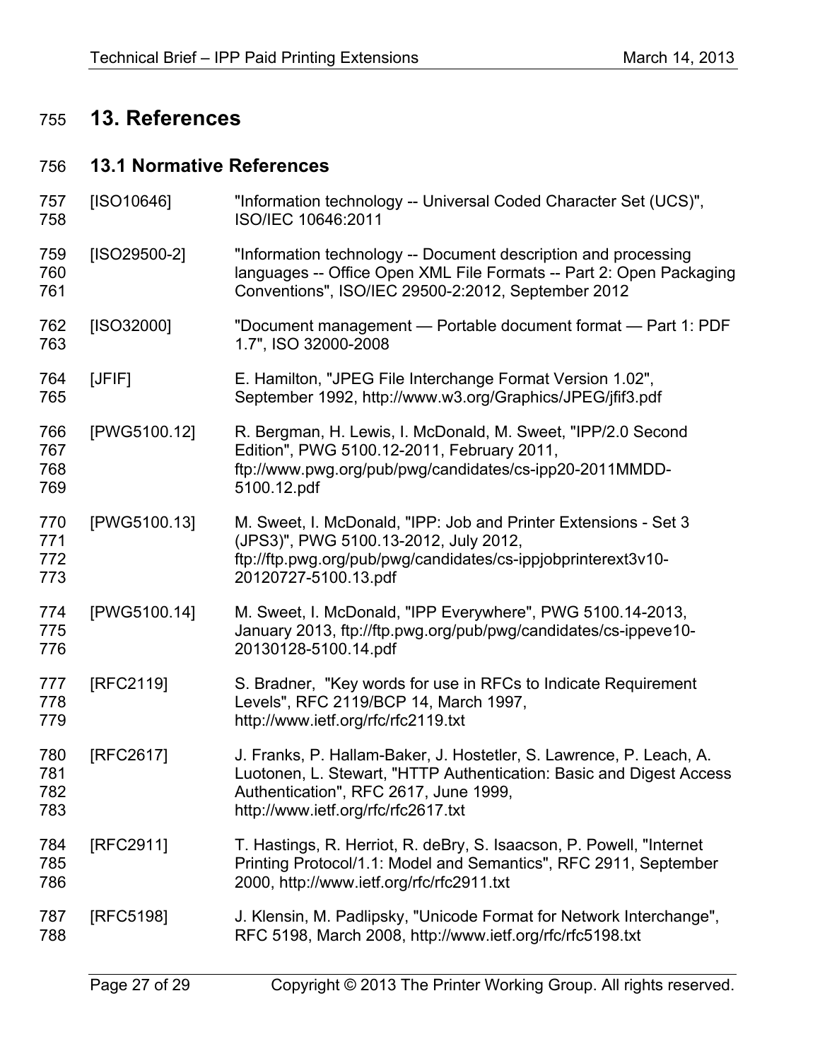# 13. References

## 13.1 Normative References

[ISO10646] "Information technology -- Universal Coded Character Set (UCS)", ISO/IEC 10646:2011

[ISO29500-2] "Information technology -- Document description and processing languages -- Office Open XML File Formats -- Part 2: Open Packaging Conventions", ISO/IEC 29500-2:2012, September 2012

[ISO32000] "Document management — Portable document format — Part 1: PDF 1.7", ISO 32000-2008

[JFIF] E. Hamilton, "JPEG File Interchange Format Version 1.02", September 1992, http://www.w3.org/Graphics/JPEG/jfif3.pdf

[PWG5100.12] R. Bergman, H. Lewis, I. McDonald, M. Sweet, "IPP/2.0 Second Edition", PWG 5100.12-2011, February 2011, ftp://www.pwg.org/pub/pwg/candidates/cs-ipp20-2011MMDD-5100.12.pdf

[PWG5100.13] M. Sweet, I. McDonald, "IPP: Job and Printer Extensions - Set 3 (JPS3)", PWG 5100.13-2012, July 2012, ftp://ftp.pwg.org/pub/pwg/candidates/cs-ippjobprinterext3v10-20120727-5100.13.pdf

[PWG5100.14] M. Sweet, I. McDonald, "IPP Everywhere", PWG 5100.14-2013, January 2013, ftp://ftp.pwg.org/pub/pwg/candidates/cs-ippeve10-20130128-5100.14.pdf

[RFC2119] S. Bradner, "Key words for use in RFCs to Indicate Requirement Levels", RFC 2119/BCP 14, March 1997, http://www.ietf.org/rfc/rfc2119.txt

[RFC2617] J. Franks, P. Hallam-Baker, J. Hostetler, S. Lawrence, P. Leach, A. Luotonen, L. Stewart, "HTTP Authentication: Basic and Digest Access Authentication", RFC 2617, June 1999, http://www.ietf.org/rfc/rfc2617.txt

[RFC2911] T. Hastings, R. Herriot, R. deBry, S. Isaacson, P. Powell, "Internet Printing Protocol/1.1: Model and Semantics", RFC 2911, September 2000, http://www.ietf.org/rfc/rfc2911.txt

[RFC5198] J. Klensin, M. Padlipsky, "Unicode Format for Network Interchange", RFC 5198, March 2008, http://www.ietf.org/rfc/rfc5198.txt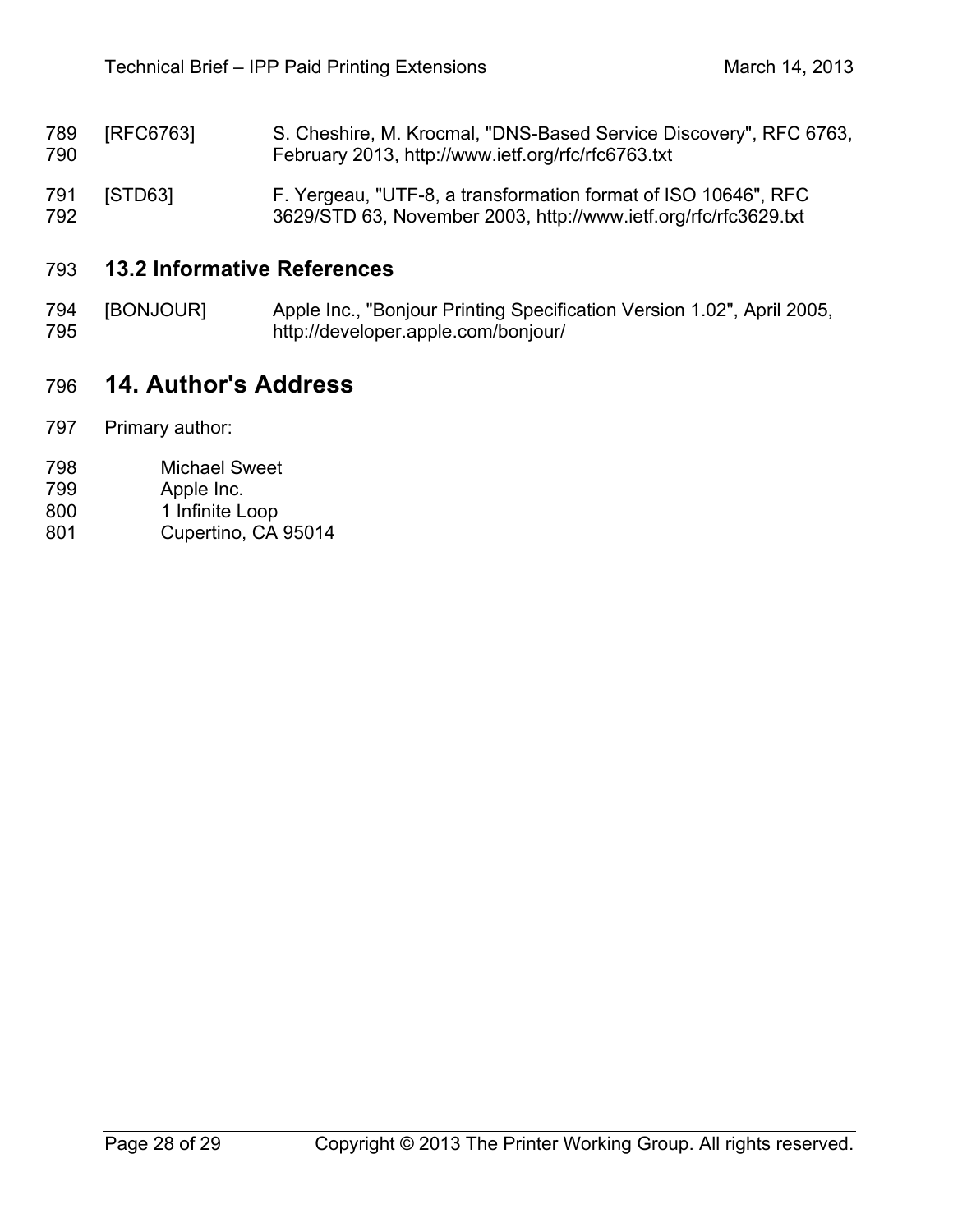[RFC6763] S. Cheshire, M. Krocmal, "DNS-Based Service Discovery", RFC 6763, February 2013, http://www.ietf.org/rfc/rfc6763.txt

[STD63] F. Yergeau, "UTF-8, a transformation format of ISO 10646", RFC 3629/STD 63, November 2003, http://www.ietf.org/rfc/rfc3629.txt

### 13.2 Informative References

[BONJOUR] Apple Inc., "Bonjour Printing Specification Version 1.02", April 2005, http://developer.apple.com/bonjour/

## 14. Author's Address

Primary author:

Michael Sweet
Apple Inc.
1 Infinite Loop
Cupertino, CA 95014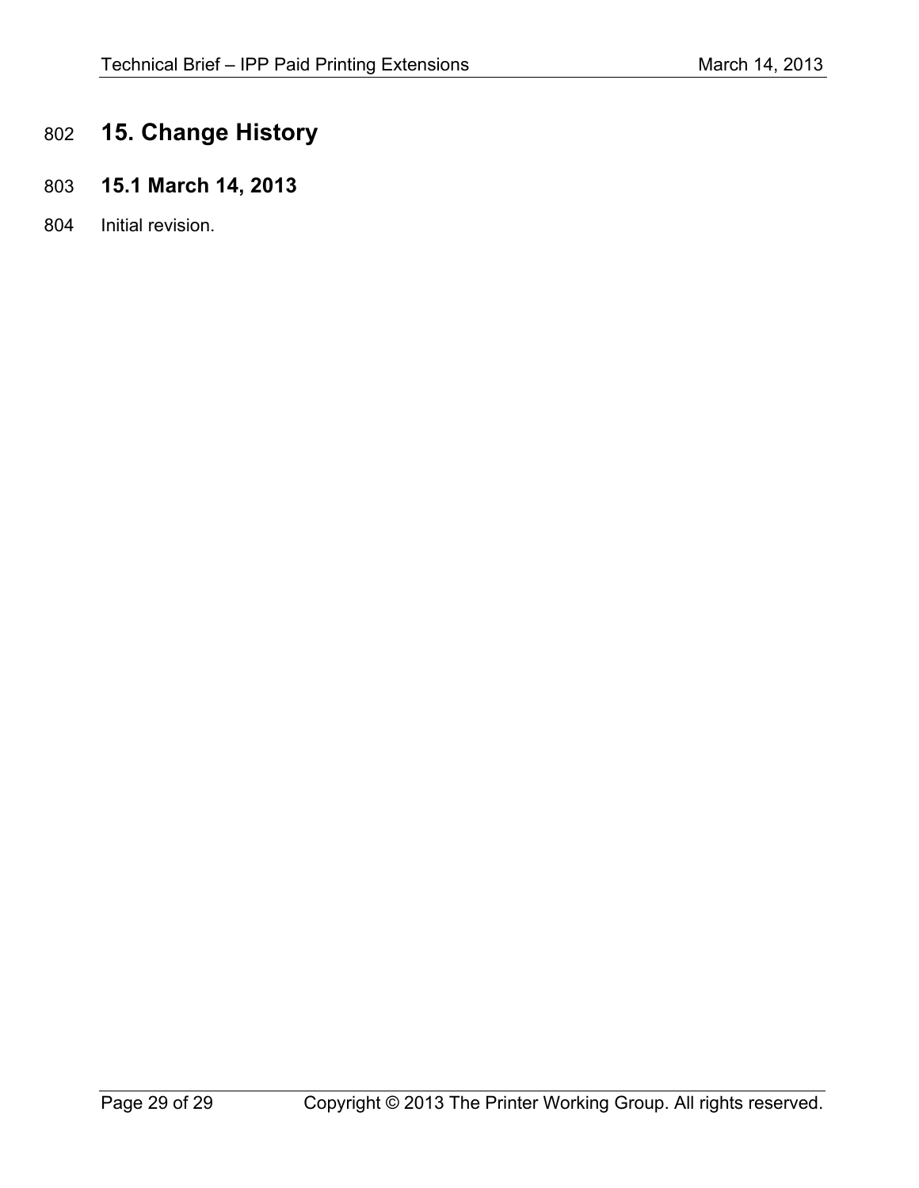# 15. Change History

## 15.1 March 14, 2013

Initial revision.